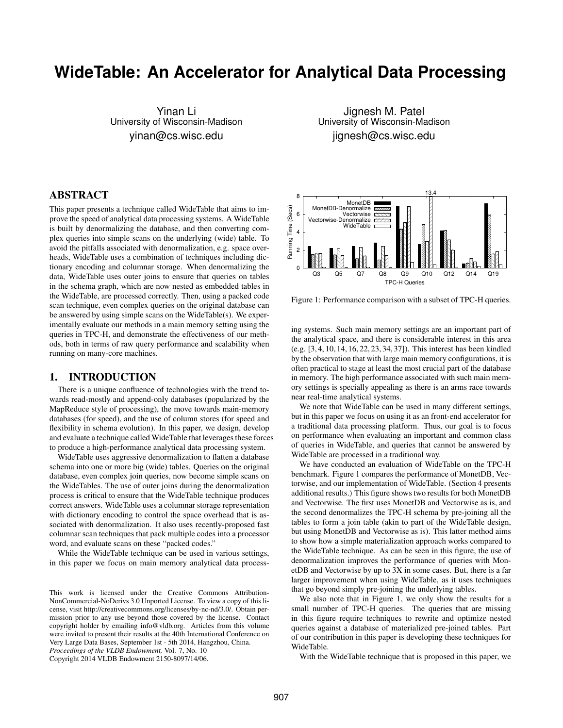# WideTable: An Accelerator for Analytical Data Processing

Yinan Li
University of Wisconsin-Madison
yinan@cs.wisc.edu

Jignesh M. Patel
University of Wisconsin-Madison
jignesh@cs.wisc.edu

## ABSTRACT

This paper presents a technique called WideTable that aims to improve the speed of analytical data processing systems. A WideTable is built by denormalizing the database, and then converting complex queries into simple scans on the underlying (wide) table. To avoid the pitfalls associated with denormalization, e.g. space overheads, WideTable uses a combination of techniques including dictionary encoding and columnar storage. When denormalizing the data, WideTable uses outer joins to ensure that queries on tables in the schema graph, which are now nested as embedded tables in the WideTable, are processed correctly. Then, using a packed code scan technique, even complex queries on the original database can be answered by using simple scans on the WideTable(s). We experimentally evaluate our methods in a main memory setting using the queries in TPC-H, and demonstrate the effectiveness of our methods, both in terms of raw query performance and scalability when running on many-core machines.

## 1. INTRODUCTION

There is a unique confluence of technologies with the trend towards read-mostly and append-only databases (popularized by the MapReduce style of processing), the move towards main-memory databases (for speed), and the use of column stores (for speed and flexibility in schema evolution). In this paper, we design, develop and evaluate a technique called WideTable that leverages these forces to produce a high-performance analytical data processing system.

WideTable uses aggressive denormalization to flatten a database schema into one or more big (wide) tables. Queries on the original database, even complex join queries, now become simple scans on the WideTables. The use of outer joins during the denormalization process is critical to ensure that the WideTable technique produces correct answers. WideTable uses a columnar storage representation with dictionary encoding to control the space overhead that is associated with denormalization. It also uses recently-proposed fast columnar scan techniques that pack multiple codes into a processor word, and evaluate scans on these "packed codes."

While the WideTable technique can be used in various settings, in this paper we focus on main memory analytical data processing systems. Such main memory settings are an important part of the analytical space, and there is considerable interest in this area (e.g. [3, 4, 10, 14, 16, 22, 23, 34, 37]). This interest has been kindled by the observation that with large main memory configurations, it is often practical to stage at least the most crucial part of the database in memory. The high performance associated with such main memory settings is specially appealing as there is an arms race towards near real-time analytical systems.

Running Time (Secs)
8
6
4
2
0
13.4
MonetDB
MonetDB-Denormalize
Vectorwise
Vectorwise-Denormalize
WideTable
Q3 Q5 Q7 Q8 Q9 Q10 Q12 Q14 Q19
TPC-H Queries

Figure 1: Performance comparison with a subset of TPC-H queries.

We note that WideTable can be used in many different settings, but in this paper we focus on using it as an front-end accelerator for a traditional data processing platform. Thus, our goal is to focus on performance when evaluating an important and common class of queries in WideTable, and queries that cannot be answered by WideTable are processed in a traditional way.

We have conducted an evaluation of WideTable on the TPC-H benchmark. Figure 1 compares the performance of MonetDB, Vectorwise, and our implementation of WideTable. (Section 4 presents additional results.) This figure shows two results for both MonetDB and Vectorwise. The first uses MonetDB and Vectorwise as is, and the second denormalizes the TPC-H schema by pre-joining all the tables to form a join table (akin to part of the WideTable design, but using MonetDB and Vectorwise as is). This latter method aims to show how a simple materialization approach works compared to the WideTable technique. As can be seen in this figure, the use of denormalization improves the performance of queries with MonetDB and Vectorwise by up to 3X in some cases. But, there is a far larger improvement when using WideTable, as it uses techniques that go beyond simply pre-joining the underlying tables.

We also note that in Figure 1, we only show the results for a small number of TPC-H queries. The queries that are missing in this figure require techniques to rewrite and optimize nested queries against a database of materialized pre-joined tables. Part of our contribution in this paper is developing these techniques for WideTable.

With the WideTable technique that is proposed in this paper, we

This work is licensed under the Creative Commons Attribution-NonCommercial-NoDerivs 3.0 Unported License. To view a copy of this license, visit http://creativecommons.org/licenses/by-nc-nd/3.0/. Obtain permission prior to any use beyond those covered by the license. Contact copyright holder by emailing info@vldb.org. Articles from this volume were invited to present their results at the 40th International Conference on Very Large Data Bases, September 1st - 5th 2014, Hangzhou, China.
*Proceedings of the VLDB Endowment,* Vol. 7, No. 10
Copyright 2014 VLDB Endowment 2150-8097/14/06.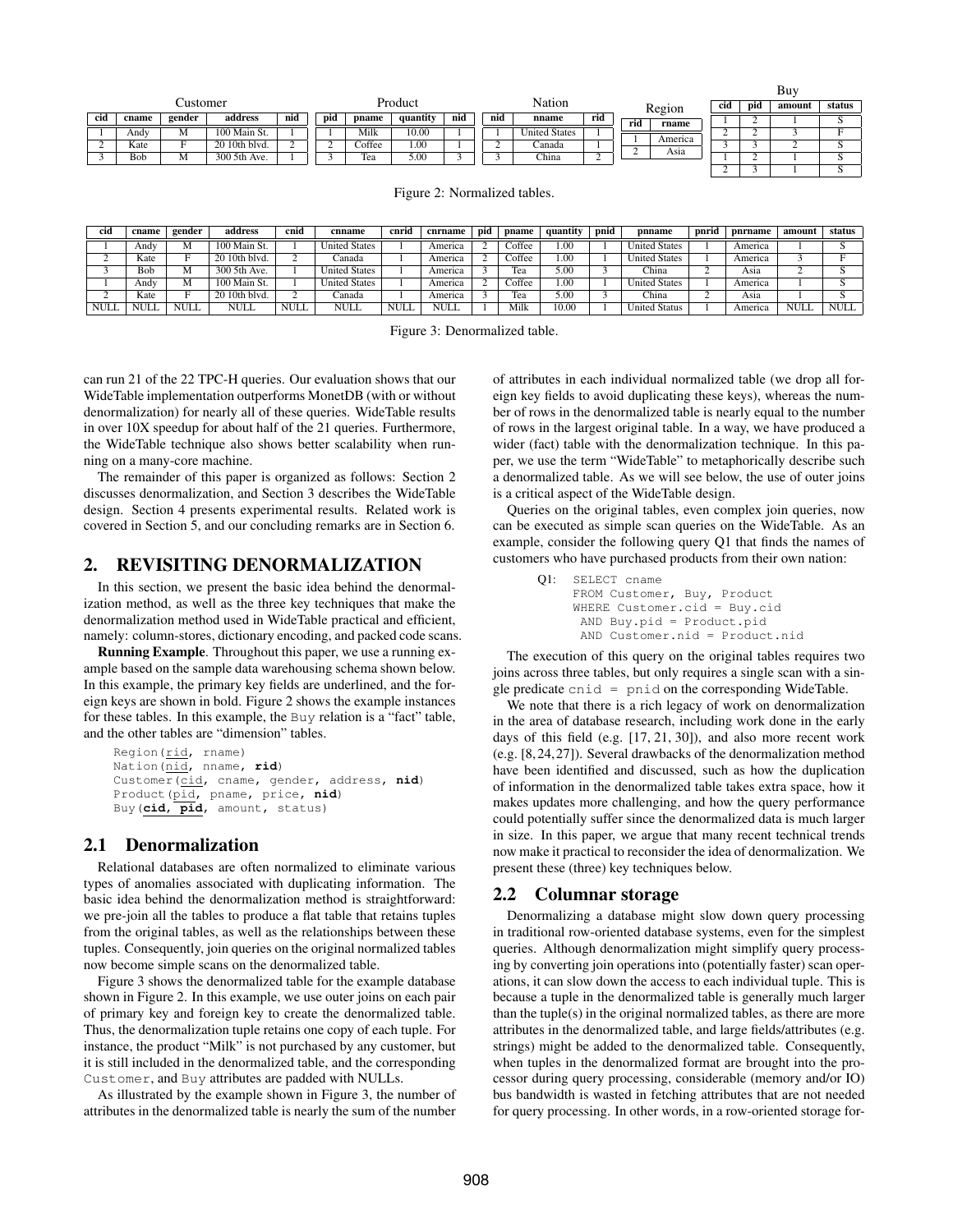**Customer**

| cid | cname | gender | address | nid |
|---|---|---|---|---|
| 1 | Andy | M | 100 Main St. | 1 |
| 2 | Kate | F | 20 10th blvd. | 2 |
| 3 | Bob | M | 300 5th Ave. | 1 |

**Product**

| pid | pname | quantity | nid |
|---|---|---|---|
| 1 | Milk | 10.00 | 1 |
| 2 | Coffee | 1.00 | 1 |
| 3 | Tea | 5.00 | 3 |

**Nation**

| nid | nname | rid |
|---|---|---|
| 1 | United States | 1 |
| 2 | Canada | 1 |
| 3 | China | 2 |

**Region**

| rid | rname |
|---|---|
| 1 | America |
| 2 | Asia |

**Buy**

| cid | pid | amount | status |
|---|---|---|---|
| 1 | 2 | 1 | S |
| 2 | 2 | 3 | F |
| 3 | 3 | 2 | S |
| 1 | 2 | 1 | S |
| 2 | 3 | 1 | S |

Figure 2: Normalized tables.

| cid | cname | gender | address | cnid | cnname | cnrid | cnrname | pid | pname | quantity | pnid | pnname | pnrid | pnrname | amount | status |
|---|---|---|---|---|---|---|---|---|---|---|---|---|---|---|---|---|
| 1 | Andy | M | 100 Main St. | 1 | United States | 1 | America | 2 | Coffee | 1.00 | 1 | United States | 1 | America | 1 | S |
| 2 | Kate | F | 20 10th blvd. | 2 | Canada | 1 | America | 2 | Coffee | 1.00 | 1 | United States | 1 | America | 3 | F |
| 3 | Bob | M | 300 5th Ave. | 1 | United States | 1 | America | 3 | Tea | 5.00 | 3 | China | 2 | Asia | 2 | S |
| 1 | Andy | M | 100 Main St. | 1 | United States | 1 | America | 2 | Coffee | 1.00 | 1 | United States | 1 | America | 1 | S |
| 2 | Kate | F | 20 10th blvd. | 2 | Canada | 1 | America | 3 | Tea | 5.00 | 3 | China | 2 | Asia | 1 | S |
| NULL | NULL | NULL | NULL | NULL | NULL | NULL | NULL | 1 | Milk | 10.00 | 1 | United Status | 1 | America | NULL | NULL |

Figure 3: Denormalized table.

can run 21 of the 22 TPC-H queries. Our evaluation shows that our WideTable implementation outperforms MonetDB (with or without denormalization) for nearly all of these queries. WideTable results in over 10X speedup for about half of the 21 queries. Furthermore, the WideTable technique also shows better scalability when running on a many-core machine.

The remainder of this paper is organized as follows: Section 2 discusses denormalization, and Section 3 describes the WideTable design. Section 4 presents experimental results. Related work is covered in Section 5, and our concluding remarks are in Section 6.

## 2. REVISITING DENORMALIZATION

In this section, we present the basic idea behind the denormalization method, as well as the three key techniques that make the denormalization method used in WideTable practical and efficient, namely: column-stores, dictionary encoding, and packed code scans.

**Running Example**. Throughout this paper, we use a running example based on the sample data warehousing schema shown below. In this example, the primary key fields are underlined, and the foreign keys are shown in bold. Figure 2 shows the example instances for these tables. In this example, the `Buy` relation is a "fact" table, and the other tables are "dimension" tables.

```
Region(rid, rname)
Nation(nid, nname, rid)
Customer(cid, cname, gender, address, nid)
Product(pid, pname, price, nid)
Buy(cid, pid, amount, status)
```

### 2.1 Denormalization

Relational databases are often normalized to eliminate various types of anomalies associated with duplicating information. The basic idea behind the denormalization method is straightforward: we pre-join all the tables to produce a flat table that retains tuples from the original tables, as well as the relationships between these tuples. Consequently, join queries on the original normalized tables now become simple scans on the denormalized table.

Figure 3 shows the denormalized table for the example database shown in Figure 2. In this example, we use outer joins on each pair of primary key and foreign key to create the denormalized table. Thus, the denormalization tuple retains one copy of each tuple. For instance, the product "Milk" is not purchased by any customer, but it is still included in the denormalized table, and the corresponding `Customer`, and `Buy` attributes are padded with NULLs.

As illustrated by the example shown in Figure 3, the number of attributes in the denormalized table is nearly the sum of the number of attributes in each individual normalized table (we drop all foreign key fields to avoid duplicating these keys), whereas the number of rows in the denormalized table is nearly equal to the number of rows in the largest original table. In a way, we have produced a wider (fact) table with the denormalization technique. In this paper, we use the term "WideTable" to metaphorically describe such a denormalized table. As we will see below, the use of outer joins is a critical aspect of the WideTable design.

Queries on the original tables, even complex join queries, now can be executed as simple scan queries on the WideTable. As an example, consider the following query Q1 that finds the names of customers who have purchased products from their own nation:

```
Q1: SELECT cname
    FROM Customer, Buy, Product
    WHERE Customer.cid = Buy.cid
     AND Buy.pid = Product.pid
     AND Customer.nid = Product.nid
```

The execution of this query on the original tables requires two joins across three tables, but only requires a single scan with a single predicate `cnid = pnid` on the corresponding WideTable.

We note that there is a rich legacy of work on denormalization in the area of database research, including work done in the early days of this field (e.g. [17, 21, 30]), and also more recent work (e.g. [8, 24, 27]). Several drawbacks of the denormalization method have been identified and discussed, such as how the duplication of information in the denormalized table takes extra space, how it makes updates more challenging, and how the query performance could potentially suffer since the denormalized data is much larger in size. In this paper, we argue that many recent technical trends now make it practical to reconsider the idea of denormalization. We present these (three) key techniques below.

### 2.2 Columnar storage

Denormalizing a database might slow down query processing in traditional row-oriented database systems, even for the simplest queries. Although denormalization might simplify query processing by converting join operations into (potentially faster) scan operations, it can slow down the access to each individual tuple. This is because a tuple in the denormalized table is generally much larger than the tuple(s) in the original normalized tables, as there are more attributes in the denormalized table, and large fields/attributes (e.g. strings) might be added to the denormalized table. Consequently, when tuples in the denormalized format are brought into the processor during query processing, considerable (memory and/or IO) bus bandwidth is wasted in fetching attributes that are not needed for query processing. In other words, in a row-oriented storage for-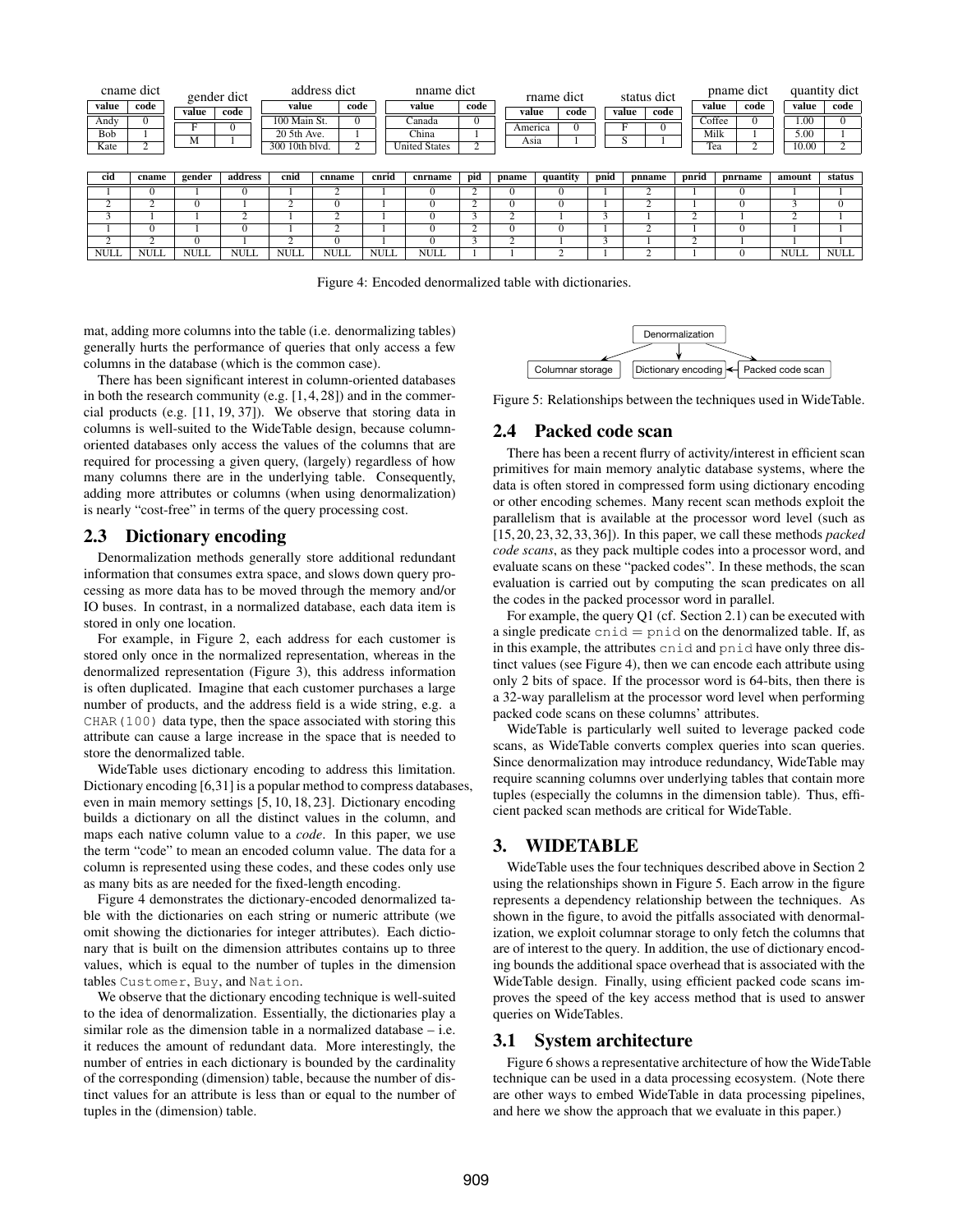| cname dict | |
|---|---|
| value | code |
| Andy | 0 |
| Bob | 1 |
| Kate | 2 |

| gender dict | |
|---|---|
| value | code |
| F | 0 |
| M | 1 |

| address dict | |
|---|---|
| value | code |
| 100 Main St. | 0 |
| 20 5th Ave. | 1 |
| 300 10th blvd. | 2 |

| nname dict | |
|---|---|
| value | code |
| Canada | 0 |
| China | 1 |
| United States | 2 |

| rname dict | |
|---|---|
| value | code |
| America | 0 |
| Asia | 1 |

| status dict | |
|---|---|
| value | code |
| F | 0 |
| S | 1 |

| pname dict | |
|---|---|
| value | code |
| Coffee | 0 |
| Milk | 1 |
| Tea | 2 |

| quantity dict | |
|---|---|
| value | code |
| 1.00 | 0 |
| 5.00 | 1 |
| 10.00 | 2 |

| cid | cname | gender | address | cnid | cnname | cnrid | cnrname | pid | pname | quantity | pnid | pnname | pnrid | pnrname | amount | status |
|---|---|---|---|---|---|---|---|---|---|---|---|---|---|---|---|---|
| 1 | 0 | 1 | 0 | 1 | 2 | 1 | 0 | 2 | 0 | 0 | 1 | 2 | 1 | 0 | 1 | 1 |
| 2 | 2 | 0 | 1 | 2 | 0 | 1 | 0 | 2 | 0 | 0 | 1 | 2 | 1 | 0 | 3 | 0 |
| 3 | 1 | 1 | 2 | 1 | 2 | 1 | 0 | 3 | 2 | 1 | 3 | 1 | 2 | 1 | 2 | 1 |
| 1 | 0 | 1 | 0 | 1 | 2 | 1 | 0 | 2 | 0 | 0 | 1 | 2 | 1 | 0 | 1 | 1 |
| 2 | 2 | 0 | 1 | 2 | 0 | 1 | 0 | 3 | 2 | 1 | 3 | 1 | 2 | 1 | 1 | 1 |
| NULL | NULL | NULL | NULL | NULL | NULL | NULL | NULL | 1 | 1 | 2 | 1 | 2 | 1 | 0 | NULL | NULL |

Figure 4: Encoded denormalized table with dictionaries.

mat, adding more columns into the table (i.e. denormalizing tables) generally hurts the performance of queries that only access a few columns in the database (which is the common case).

There has been significant interest in column-oriented databases in both the research community (e.g. [1, 4, 28]) and in the commercial products (e.g. [11, 19, 37]). We observe that storing data in columns is well-suited to the WideTable design, because column-oriented databases only access the values of the columns that are required for processing a given query, (largely) regardless of how many columns there are in the underlying table. Consequently, adding more attributes or columns (when using denormalization) is nearly "cost-free" in terms of the query processing cost.

## 2.3 Dictionary encoding

Denormalization methods generally store additional redundant information that consumes extra space, and slows down query processing as more data has to be moved through the memory and/or IO buses. In contrast, in a normalized database, each data item is stored in only one location.

For example, in Figure 2, each address for each customer is stored only once in the normalized representation, whereas in the denormalized representation (Figure 3), this address information is often duplicated. Imagine that each customer purchases a large number of products, and the address field is a wide string, e.g. a `CHAR(100)` data type, then the space associated with storing this attribute can cause a large increase in the space that is needed to store the denormalized table.

WideTable uses dictionary encoding to address this limitation. Dictionary encoding [6,31] is a popular method to compress databases, even in main memory settings [5, 10, 18, 23]. Dictionary encoding builds a dictionary on all the distinct values in the column, and maps each native column value to a *code*. In this paper, we use the term "code" to mean an encoded column value. The data for a column is represented using these codes, and these codes only use as many bits as are needed for the fixed-length encoding.

Figure 4 demonstrates the dictionary-encoded denormalized table with the dictionaries on each string or numeric attribute (we omit showing the dictionaries for integer attributes). Each dictionary that is built on the dimension attributes contains up to three values, which is equal to the number of tuples in the dimension tables `Customer`, `Buy`, and `Nation`.

We observe that the dictionary encoding technique is well-suited to the idea of denormalization. Essentially, the dictionaries play a similar role as the dimension table in a normalized database – i.e. it reduces the amount of redundant data. More interestingly, the number of entries in each dictionary is bounded by the cardinality of the corresponding (dimension) table, because the number of distinct values for an attribute is less than or equal to the number of tuples in the (dimension) table.

Denormalization → Columnar storage; Denormalization → Dictionary encoding; Packed code scan → Dictionary encoding

Figure 5: Relationships between the techniques used in WideTable.

## 2.4 Packed code scan

There has been a recent flurry of activity/interest in efficient scan primitives for main memory analytic database systems, where the data is often stored in compressed form using dictionary encoding or other encoding schemes. Many recent scan methods exploit the parallelism that is available at the processor word level (such as [15, 20, 23, 32, 33, 36]). In this paper, we call these methods *packed code scans*, as they pack multiple codes into a processor word, and evaluate scans on these "packed codes". In these methods, the scan evaluation is carried out by computing the scan predicates on all the codes in the packed processor word in parallel.

For example, the query Q1 (cf. Section 2.1) can be executed with a single predicate `cnid` = `pnid` on the denormalized table. If, as in this example, the attributes `cnid` and `pnid` have only three distinct values (see Figure 4), then we can encode each attribute using only 2 bits of space. If the processor word is 64-bits, then there is a 32-way parallelism at the processor word level when performing packed code scans on these columns' attributes.

WideTable is particularly well suited to leverage packed code scans, as WideTable converts complex queries into scan queries. Since denormalization may introduce redundancy, WideTable may require scanning columns over underlying tables that contain more tuples (especially the columns in the dimension table). Thus, efficient packed scan methods are critical for WideTable.

# 3. WIDETABLE

WideTable uses the four techniques described above in Section 2 using the relationships shown in Figure 5. Each arrow in the figure represents a dependency relationship between the techniques. As shown in the figure, to avoid the pitfalls associated with denormalization, we exploit columnar storage to only fetch the columns that are of interest to the query. In addition, the use of dictionary encoding bounds the additional space overhead that is associated with the WideTable design. Finally, using efficient packed code scans improves the speed of the key access method that is used to answer queries on WideTables.

## 3.1 System architecture

Figure 6 shows a representative architecture of how the WideTable technique can be used in a data processing ecosystem. (Note there are other ways to embed WideTable in data processing pipelines, and here we show the approach that we evaluate in this paper.)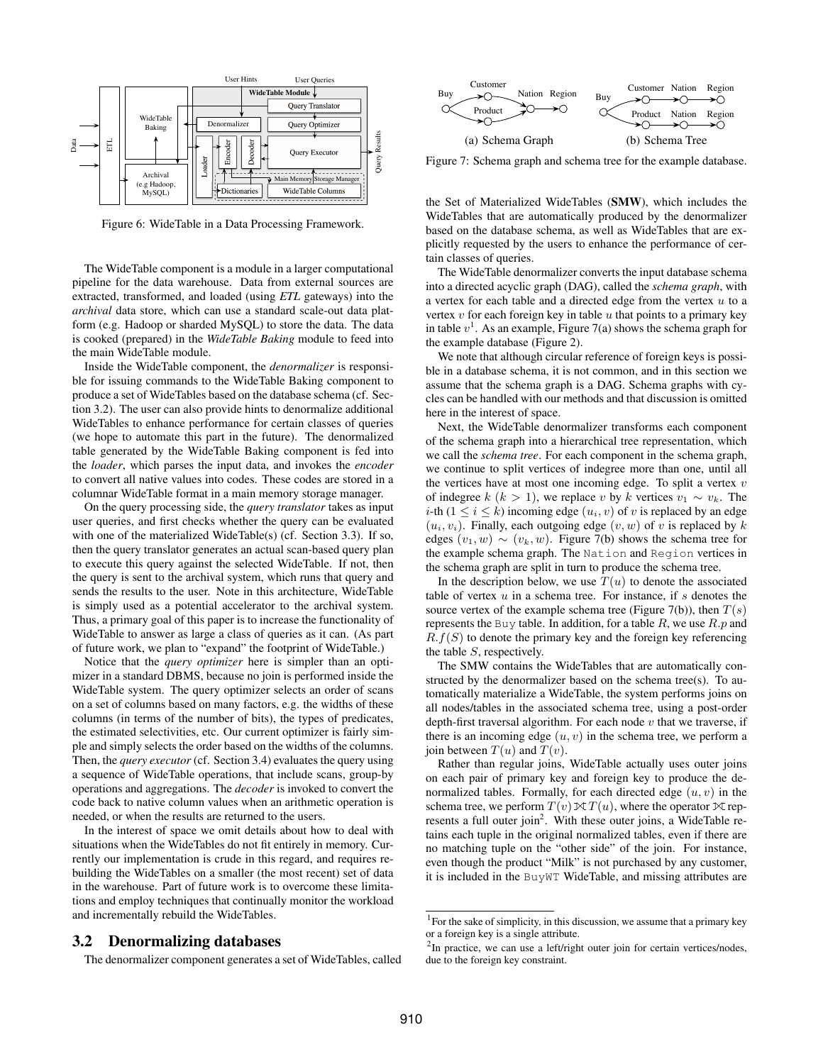Data

ETL

WideTable Baking

Archival (e.g Hadoop, MySQL)

User Hints

User Queries

WideTable Module

Query Translator

Denormalizer

Query Optimizer

Loader

Encoder

Decoder

Query Executor

Query Results

Main Memory Storage Manager

Dictionaries

WideTable Columns

Figure 6: WideTable in a Data Processing Framework.

The WideTable component is a module in a larger computational pipeline for the data warehouse. Data from external sources are extracted, transformed, and loaded (using *ETL* gateways) into the *archival* data store, which can use a standard scale-out data platform (e.g. Hadoop or sharded MySQL) to store the data. The data is cooked (prepared) in the *WideTable Baking* module to feed into the main WideTable module.

Inside the WideTable component, the *denormalizer* is responsible for issuing commands to the WideTable Baking component to produce a set of WideTables based on the database schema (cf. Section 3.2). The user can also provide hints to denormalize additional WideTables to enhance performance for certain classes of queries (we hope to automate this part in the future). The denormalized table generated by the WideTable Baking component is fed into the *loader*, which parses the input data, and invokes the *encoder* to convert all native values into codes. These codes are stored in a columnar WideTable format in a main memory storage manager.

On the query processing side, the *query translator* takes as input user queries, and first checks whether the query can be evaluated with one of the materialized WideTable(s) (cf. Section 3.3). If so, then the query translator generates an actual scan-based query plan to execute this query against the selected WideTable. If not, then the query is sent to the archival system, which runs that query and sends the results to the user. Note in this architecture, WideTable is simply used as a potential accelerator to the archival system. Thus, a primary goal of this paper is to increase the functionality of WideTable to answer as large a class of queries as it can. (As part of future work, we plan to "expand" the footprint of WideTable.)

Notice that the *query optimizer* here is simpler than an optimizer in a standard DBMS, because no join is performed inside the WideTable system. The query optimizer selects an order of scans on a set of columns based on many factors, e.g. the widths of these columns (in terms of the number of bits), the types of predicates, the estimated selectivities, etc. Our current optimizer is fairly simple and simply selects the order based on the widths of the columns. Then, the *query executor* (cf. Section 3.4) evaluates the query using a sequence of WideTable operations, that include scans, group-by operations and aggregations. The *decoder* is invoked to convert the code back to native column values when an arithmetic operation is needed, or when the results are returned to the users.

In the interest of space we omit details about how to deal with situations when the WideTables do not fit entirely in memory. Currently our implementation is crude in this regard, and requires rebuilding the WideTables on a smaller (the most recent) set of data in the warehouse. Part of future work is to overcome these limitations and employ techniques that continually monitor the workload and incrementally rebuild the WideTables.

## 3.2 Denormalizing databases

The denormalizer component generates a set of WideTables, called the Set of Materialized WideTables (**SMW**), which includes the WideTables that are automatically produced by the denormalizer based on the database schema, as well as WideTables that are explicitly requested by the users to enhance the performance of certain classes of queries.

Buy, Customer, Product, Nation, Region

(a) Schema Graph

Buy, Customer, Nation, Region, Product, Nation, Region

(b) Schema Tree

Figure 7: Schema graph and schema tree for the example database.

The WideTable denormalizer converts the input database schema into a directed acyclic graph (DAG), called the *schema graph*, with a vertex for each table and a directed edge from the vertex $u$ to a vertex $v$ for each foreign key in table $u$ that points to a primary key in table $v$[1]. As an example, Figure 7(a) shows the schema graph for the example database (Figure 2).

We note that although circular reference of foreign keys is possible in a database schema, it is not common, and in this section we assume that the schema graph is a DAG. Schema graphs with cycles can be handled with our methods and that discussion is omitted here in the interest of space.

Next, the WideTable denormalizer transforms each component of the schema graph into a hierarchical tree representation, which we call the *schema tree*. For each component in the schema graph, we continue to split vertices of indegree more than one, until all the vertices have at most one incoming edge. To split a vertex $v$ of indegree $k$ ($k > 1$), we replace $v$ by $k$ vertices $v_1 \sim v_k$. The $i$-th ($1 \le i \le k$) incoming edge $(u_i, v)$ of $v$ is replaced by an edge $(u_i, v_i)$. Finally, each outgoing edge $(v, w)$ of $v$ is replaced by $k$ edges $(v_1, w) \sim (v_k, w)$. Figure 7(b) shows the schema tree for the example schema graph. The `Nation` and `Region` vertices in the schema graph are split in turn to produce the schema tree.

In the description below, we use $T(u)$ to denote the associated table of vertex $u$ in a schema tree. For instance, if $s$ denotes the source vertex of the example schema tree (Figure 7(b)), then $T(s)$ represents the `Buy` table. In addition, for a table $R$, we use $R.p$ and $R.f(S)$ to denote the primary key and the foreign key referencing the table $S$, respectively.

The SMW contains the WideTables that are automatically constructed by the denormalizer based on the schema tree(s). To automatically materialize a WideTable, the system performs joins on all nodes/tables in the associated schema tree, using a post-order depth-first traversal algorithm. For each node $v$ that we traverse, if there is an incoming edge $(u, v)$ in the schema tree, we perform a join between $T(u)$ and $T(v)$.

Rather than regular joins, WideTable actually uses outer joins on each pair of primary key and foreign key to produce the denormalized tables. Formally, for each directed edge $(u, v)$ in the schema tree, we perform $T(v) ⟗ T(u)$, where the operator ⟗ represents a full outer join[2]. With these outer joins, a WideTable retains each tuple in the original normalized tables, even if there are no matching tuple on the "other side" of the join. For instance, even though the product "Milk" is not purchased by any customer, it is included in the `BuyWT` WideTable, and missing attributes are

[1] For the sake of simplicity, in this discussion, we assume that a primary key or a foreign key is a single attribute.

[2] In practice, we can use a left/right outer join for certain vertices/nodes, due to the foreign key constraint.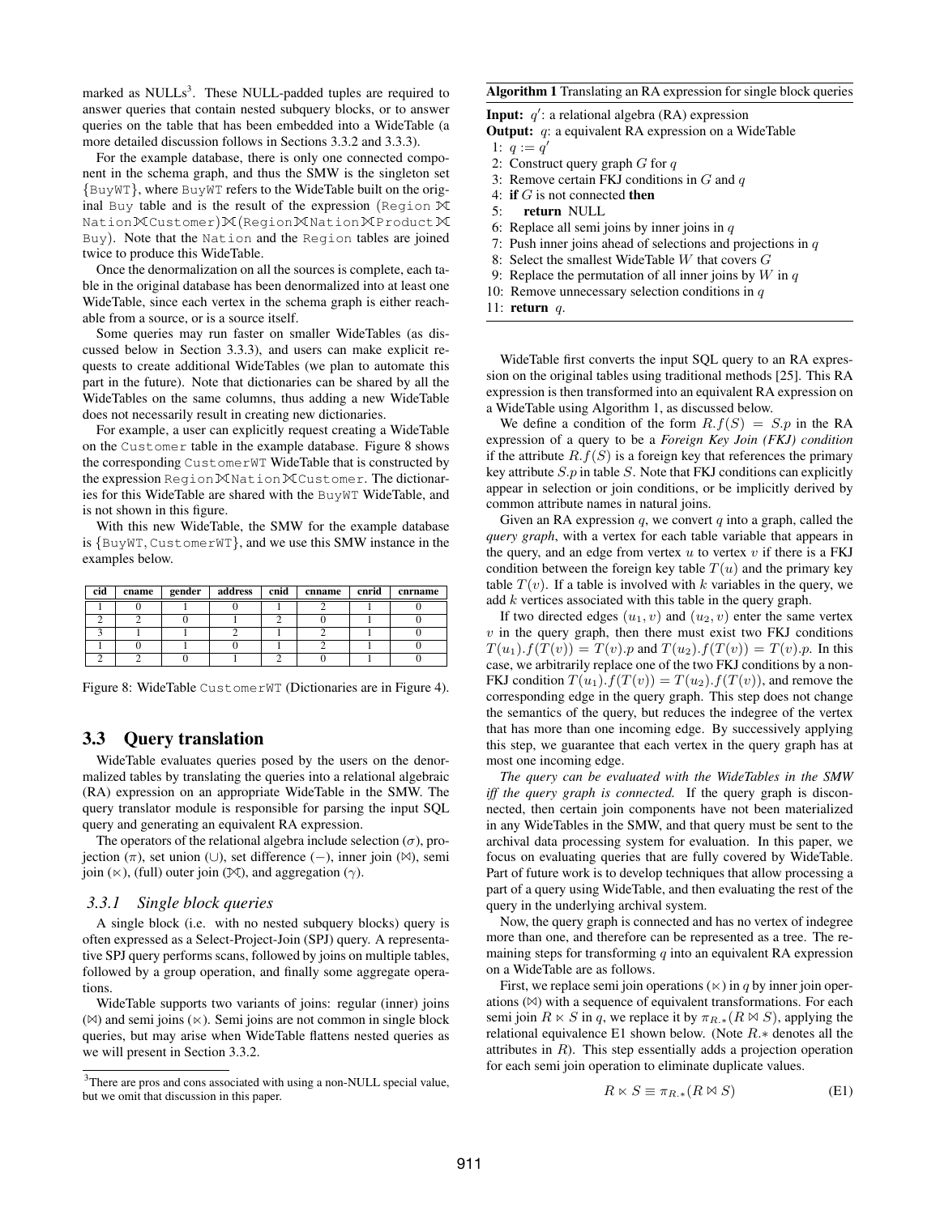marked as NULLs[3]. These NULL-padded tuples are required to answer queries that contain nested subquery blocks, or to answer queries on the table that has been embedded into a WideTable (a more detailed discussion follows in Sections 3.3.2 and 3.3.3).

For the example database, there is only one connected component in the schema graph, and thus the SMW is the singleton set {BuyWT}, where BuyWT refers to the WideTable built on the original Buy table and is the result of the expression (Region ⟗ Nation⟗Customer)⟗(Region⟗Nation⟗Product⟗ Buy). Note that the Nation and the Region tables are joined twice to produce this WideTable.

Once the denormalization on all the sources is complete, each table in the original database has been denormalized into at least one WideTable, since each vertex in the schema graph is either reachable from a source, or is a source itself.

Some queries may run faster on smaller WideTables (as discussed below in Section 3.3.3), and users can make explicit requests to create additional WideTables (we plan to automate this part in the future). Note that dictionaries can be shared by all the WideTables on the same columns, thus adding a new WideTable does not necessarily result in creating new dictionaries.

For example, a user can explicitly request creating a WideTable on the Customer table in the example database. Figure 8 shows the corresponding CustomerWT WideTable that is constructed by the expression Region⟗Nation⟗Customer. The dictionaries for this WideTable are shared with the BuyWT WideTable, and is not shown in this figure.

With this new WideTable, the SMW for the example database is {BuyWT, CustomerWT}, and we use this SMW instance in the examples below.

| cid | cname | gender | address | cnid | cnname | cnrid | cnrname |
|---|---|---|---|---|---|---|---|
| 1 | 0 | 1 | 0 | 1 | 2 | 1 | 0 |
| 2 | 2 | 0 | 1 | 2 | 0 | 1 | 0 |
| 3 | 1 | 1 | 2 | 1 | 2 | 1 | 0 |
| 1 | 0 | 1 | 0 | 1 | 2 | 1 | 0 |
| 2 | 2 | 0 | 1 | 2 | 0 | 1 | 0 |

Figure 8: WideTable CustomerWT (Dictionaries are in Figure 4).

## 3.3 Query translation

WideTable evaluates queries posed by the users on the denormalized tables by translating the queries into a relational algebraic (RA) expression on an appropriate WideTable in the SMW. The query translator module is responsible for parsing the input SQL query and generating an equivalent RA expression.

The operators of the relational algebra include selection ($\sigma$), projection ($\pi$), set union ($\cup$), set difference ($-$), inner join ($\bowtie$), semi join ($\ltimes$), (full) outer join (⟗), and aggregation ($\gamma$).

### 3.3.1 Single block queries

A single block (i.e. with no nested subquery blocks) query is often expressed as a Select-Project-Join (SPJ) query. A representative SPJ query performs scans, followed by joins on multiple tables, followed by a group operation, and finally some aggregate operations.

WideTable supports two variants of joins: regular (inner) joins ($\bowtie$) and semi joins ($\ltimes$). Semi joins are not common in single block queries, but may arise when WideTable flattens nested queries as we will present in Section 3.3.2.

[3]There are pros and cons associated with using a non-NULL special value, but we omit that discussion in this paper.

**Algorithm 1** Translating an RA expression for single block queries

**Input:** $q'$: a relational algebra (RA) expression
**Output:** $q$: a equivalent RA expression on a WideTable
1: $q := q'$
2: Construct query graph $G$ for $q$
3: Remove certain FKJ conditions in $G$ and $q$
4: **if** $G$ is not connected **then**
5: **return** NULL
6: Replace all semi joins by inner joins in $q$
7: Push inner joins ahead of selections and projections in $q$
8: Select the smallest WideTable $W$ that covers $G$
9: Replace the permutation of all inner joins by $W$ in $q$
10: Remove unnecessary selection conditions in $q$
11: **return** $q$.

WideTable first converts the input SQL query to an RA expression on the original tables using traditional methods [25]. This RA expression is then transformed into an equivalent RA expression on a WideTable using Algorithm 1, as discussed below.

We define a condition of the form $R.f(S) = S.p$ in the RA expression of a query to be a *Foreign Key Join (FKJ) condition* if the attribute $R.f(S)$ is a foreign key that references the primary key attribute $S.p$ in table $S$. Note that FKJ conditions can explicitly appear in selection or join conditions, or be implicitly derived by common attribute names in natural joins.

Given an RA expression $q$, we convert $q$ into a graph, called the *query graph*, with a vertex for each table variable that appears in the query, and an edge from vertex $u$ to vertex $v$ if there is a FKJ condition between the foreign key table $T(u)$ and the primary key table $T(v)$. If a table is involved with $k$ variables in the query, we add $k$ vertices associated with this table in the query graph.

If two directed edges $(u_1, v)$ and $(u_2, v)$ enter the same vertex $v$ in the query graph, then there must exist two FKJ conditions $T(u_1).f(T(v)) = T(v).p$ and $T(u_2).f(T(v)) = T(v).p$. In this case, we arbitrarily replace one of the two FKJ conditions by a non-FKJ condition $T(u_1).f(T(v)) = T(u_2).f(T(v))$, and remove the corresponding edge in the query graph. This step does not change the semantics of the query, but reduces the indegree of the vertex that has more than one incoming edge. By successively applying this step, we guarantee that each vertex in the query graph has at most one incoming edge.

*The query can be evaluated with the WideTables in the SMW iff the query graph is connected.* If the query graph is disconnected, then certain join components have not been materialized in any WideTables in the SMW, and that query must be sent to the archival data processing system for evaluation. In this paper, we focus on evaluating queries that are fully covered by WideTable. Part of future work is to develop techniques that allow processing a part of a query using WideTable, and then evaluating the rest of the query in the underlying archival system.

Now, the query graph is connected and has no vertex of indegree more than one, and therefore can be represented as a tree. The remaining steps for transforming $q$ into an equivalent RA expression on a WideTable are as follows.

First, we replace semi join operations ($\ltimes$) in $q$ by inner join operations ($\bowtie$) with a sequence of equivalent transformations. For each semi join $R \ltimes S$ in $q$, we replace it by $\pi_{R.*}(R \bowtie S)$, applying the relational equivalence E1 shown below. (Note $R.*$ denotes all the attributes in $R$). This step essentially adds a projection operation for each semi join operation to eliminate duplicate values.

$$R \ltimes S \equiv \pi_{R.*}(R \bowtie S) \qquad \text{(E1)}$$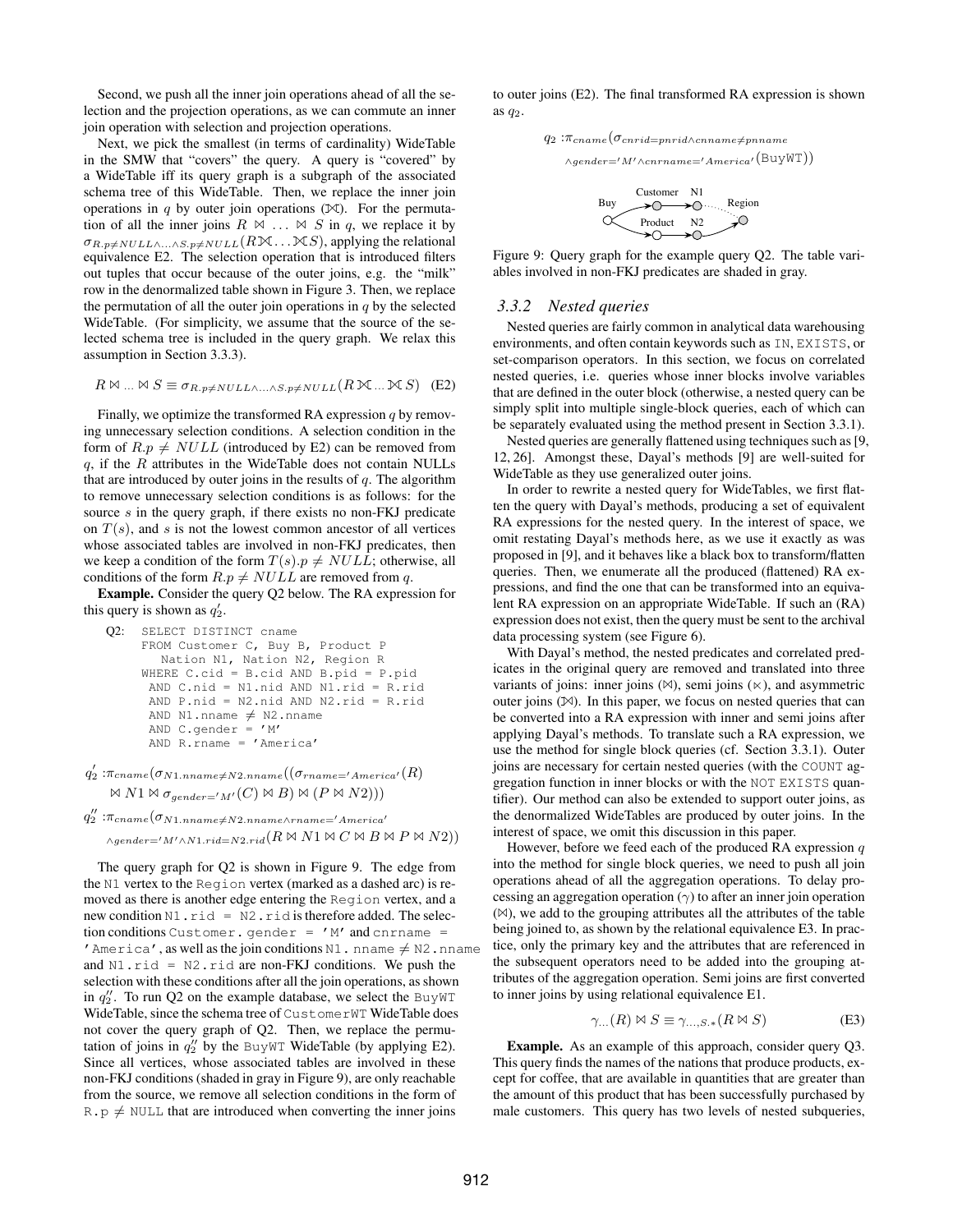Second, we push all the inner join operations ahead of all the selection and the projection operations, as we can commute an inner join operation with selection and projection operations.

Next, we pick the smallest (in terms of cardinality) WideTable in the SMW that "covers" the query. A query is "covered" by a WideTable iff its query graph is a subgraph of the associated schema tree of this WideTable. Then, we replace the inner join operations in $q$ by outer join operations (⟕). For the permutation of all the inner joins $R \bowtie \ldots \bowtie S$ in $q$, we replace it by $\sigma_{R.p \neq NULL \wedge \ldots \wedge S.p \neq NULL}(R ⟕ \ldots ⟕ S)$, applying the relational equivalence E2. The selection operation that is introduced filters out tuples that occur because of the outer joins, e.g. the "milk" row in the denormalized table shown in Figure 3. Then, we replace the permutation of all the outer join operations in $q$ by the selected WideTable. (For simplicity, we assume that the source of the selected schema tree is included in the query graph. We relax this assumption in Section 3.3.3).

$$R \bowtie \ldots \bowtie S \equiv \sigma_{R.p \neq NULL \wedge \ldots \wedge S.p \neq NULL}(R ⟕ \ldots ⟕ S) \quad \text{(E2)}$$

Finally, we optimize the transformed RA expression $q$ by removing unnecessary selection conditions. A selection condition in the form of $R.p \neq NULL$ (introduced by E2) can be removed from $q$, if the $R$ attributes in the WideTable does not contain NULLs that are introduced by outer joins in the results of $q$. The algorithm to remove unnecessary selection conditions is as follows: for the source $s$ in the query graph, if there exists no non-FKJ predicate on $T(s)$, and $s$ is not the lowest common ancestor of all vertices whose associated tables are involved in non-FKJ predicates, then we keep a condition of the form $T(s).p \neq NULL$; otherwise, all conditions of the form $R.p \neq NULL$ are removed from $q$.

**Example.** Consider the query Q2 below. The RA expression for this query is shown as $q_2'$.

```
Q2:  SELECT DISTINCT cname
     FROM Customer C, Buy B, Product P
        Nation N1, Nation N2, Region R
     WHERE C.cid = B.cid AND B.pid = P.pid
      AND C.nid = N1.nid AND N1.rid = R.rid
      AND P.nid = N2.nid AND N2.rid = R.rid
      AND N1.nname ≠ N2.nname
      AND C.gender = 'M'
      AND R.rname = 'America'
```

$$q_2' : \pi_{cname}(\sigma_{N1.nname \neq N2.nname}((\sigma_{rname='America'}(R) \bowtie N1 \bowtie \sigma_{gender='M'}(C) \bowtie B) \bowtie (P \bowtie N2)))$$

$$q_2'' : \pi_{cname}(\sigma_{N1.nname \neq N2.nname \wedge rname='America' \wedge gender='M' \wedge N1.rid=N2.rid}(R \bowtie N1 \bowtie C \bowtie B \bowtie P \bowtie N2))$$

The query graph for Q2 is shown in Figure 9. The edge from the N1 vertex to the Region vertex (marked as a dashed arc) is removed as there is another edge entering the Region vertex, and a new condition N1.rid = N2.rid is therefore added. The selection conditions Customer.gender = 'M' and cnrname = 'America', as well as the join conditions N1.nname ≠ N2.nname and N1.rid = N2.rid are non-FKJ conditions. We push the selection with these conditions after all the join operations, as shown in $q_2''$. To run Q2 on the example database, we select the BuyWT WideTable, since the schema tree of CustomerWT WideTable does not cover the query graph of Q2. Then, we replace the permutation of joins in $q_2''$ by the BuyWT WideTable (by applying E2). Since all vertices, whose associated tables are involved in these non-FKJ conditions (shaded in gray in Figure 9), are only reachable from the source, we remove all selection conditions in the form of R.p ≠ NULL that are introduced when converting the inner joins to outer joins (E2). The final transformed RA expression is shown as $q_2$.

$$q_2 : \pi_{cname}(\sigma_{cnrid=pnrid \wedge cnname \neq pnname \wedge gender='M' \wedge cnrname='America'}(\text{BuyWT}))$$

Figure 9: Query graph for the example query Q2. The table variables involved in non-FKJ predicates are shaded in gray.

### 3.3.2 Nested queries

Nested queries are fairly common in analytical data warehousing environments, and often contain keywords such as IN, EXISTS, or set-comparison operators. In this section, we focus on correlated nested queries, i.e. queries whose inner blocks involve variables that are defined in the outer block (otherwise, a nested query can be simply split into multiple single-block queries, each of which can be separately evaluated using the method present in Section 3.3.1).

Nested queries are generally flattened using techniques such as [9, 12, 26]. Amongst these, Dayal's methods [9] are well-suited for WideTable as they use generalized outer joins.

In order to rewrite a nested query for WideTables, we first flatten the query with Dayal's methods, producing a set of equivalent RA expressions for the nested query. In the interest of space, we omit restating Dayal's methods here, as we use it exactly as was proposed in [9], and it behaves like a black box to transform/flatten queries. Then, we enumerate all the produced (flattened) RA expressions, and find the one that can be transformed into an equivalent RA expression on an appropriate WideTable. If such an (RA) expression does not exist, then the query must be sent to the archival data processing system (see Figure 6).

With Dayal's method, the nested predicates and correlated predicates in the original query are removed and translated into three variants of joins: inner joins (⋈), semi joins (⋉), and asymmetric outer joins (⟕). In this paper, we focus on nested queries that can be converted into a RA expression with inner and semi joins after applying Dayal's methods. To translate such a RA expression, we use the method for single block queries (cf. Section 3.3.1). Outer joins are necessary for certain nested queries (with the COUNT aggregation function in inner blocks or with the NOT EXISTS quantifier). Our method can also be extended to support outer joins, as the denormalized WideTables are produced by outer joins. In the interest of space, we omit this discussion in this paper.

However, before we feed each of the produced RA expression $q$ into the method for single block queries, we need to push all join operations ahead of all the aggregation operations. To delay processing an aggregation operation ($\gamma$) to after an inner join operation (⋈), we add to the grouping attributes all the attributes of the table being joined to, as shown by the relational equivalence E3. In practice, only the primary key and the attributes that are referenced in the subsequent operators need to be added into the grouping attributes of the aggregation operation. Semi joins are first converted to inner joins by using relational equivalence E1.

$$\gamma_{\ldots}(R) \bowtie S \equiv \gamma_{\ldots, S.*}(R \bowtie S) \quad \text{(E3)}$$

**Example.** As an example of this approach, consider query Q3. This query finds the names of the nations that produce products, except for coffee, that are available in quantities that are greater than the amount of this product that has been successfully purchased by male customers. This query has two levels of nested subqueries,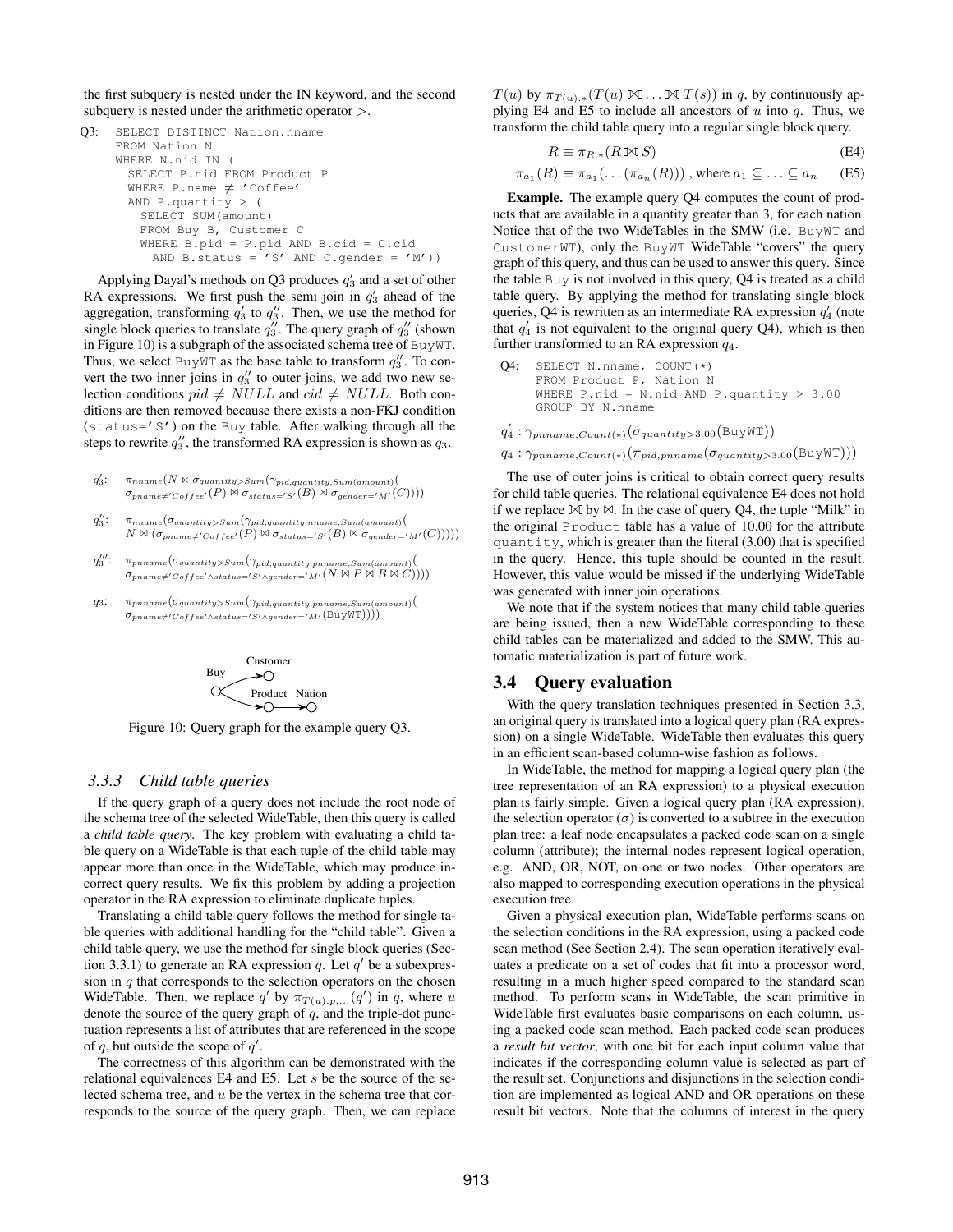the first subquery is nested under the IN keyword, and the second subquery is nested under the arithmetic operator >.

```
Q3:  SELECT DISTINCT Nation.nname
     FROM Nation N
     WHERE N.nid IN (
       SELECT P.nid FROM Product P
       WHERE P.name ≠ 'Coffee'
       AND P.quantity > (
         SELECT SUM(amount)
         FROM Buy B, Customer C
         WHERE B.pid = P.pid AND B.cid = C.cid
           AND B.status = 'S' AND C.gender = 'M'))
```

Applying Dayal's methods on Q3 produces $q_3'$ and a set of other RA expressions. We first push the semi join in $q_3'$ ahead of the aggregation, transforming $q_3'$ to $q_3''$. Then, we use the method for single block queries to translate $q_3''$. The query graph of $q_3''$ (shown in Figure 10) is a subgraph of the associated schema tree of BuyWT. Thus, we select BuyWT as the base table to transform $q_3''$. To convert the two inner joins in $q_3''$ to outer joins, we add two new selection conditions $pid \neq NULL$ and $cid \neq NULL$. Both conditions are then removed because there exists a non-FKJ condition (status='S') on the Buy table. After walking through all the steps to rewrite $q_3''$, the transformed RA expression is shown as $q_3$.

$q_3'$: $\pi_{nname}(N \ltimes \sigma_{quantity>Sum}(\gamma_{pid,quantity,Sum(amount)}(\sigma_{pname\neq'Coffee'}(P) \bowtie \sigma_{status='S'}(B) \bowtie \sigma_{gender='M'}(C))))$

$q_3''$: $\pi_{nname}(\sigma_{quantity>Sum}(\gamma_{pid,quantity,nname,Sum(amount)}(N \bowtie (\sigma_{pname\neq'Coffee'}(P) \bowtie \sigma_{status='S'}(B) \bowtie \sigma_{gender='M'}(C)))))$

$q_3'''$: $\pi_{pname}(\sigma_{quantity>Sum}(\gamma_{pid,quantity,pname,Sum(amount)}(\sigma_{pname\neq'Coffee'\wedge status='S'\wedge gender='M'}(N \bowtie P \bowtie B \bowtie C))))$

$q_3$: $\pi_{pname}(\sigma_{quantity>Sum}(\gamma_{pid,quantity,pname,Sum(amount)}(\sigma_{pname\neq'Coffee'\wedge status='S'\wedge gender='M'}(\text{BuyWT}))))$

Figure 10: Query graph for the example query Q3.

### 3.3.3 Child table queries

If the query graph of a query does not include the root node of the schema tree of the selected WideTable, then this query is called a *child table query*. The key problem with evaluating a child table query on a WideTable is that each tuple of the child table may appear more than once in the WideTable, which may produce incorrect query results. We fix this problem by adding a projection operator in the RA expression to eliminate duplicate tuples.

Translating a child table query follows the method for single table queries with additional handling for the "child table". Given a child table query, we use the method for single block queries (Section 3.3.1) to generate an RA expression $q$. Let $q'$ be a subexpression in $q$ that corresponds to the selection operators on the chosen WideTable. Then, we replace $q'$ by $\pi_{T(u).p,...}(q')$ in $q$, where $u$ denote the source of the query graph of $q$, and the triple-dot punctuation represents a list of attributes that are referenced in the scope of $q$, but outside the scope of $q'$.

The correctness of this algorithm can be demonstrated with the relational equivalences E4 and E5. Let $s$ be the source of the selected schema tree, and $u$ be the vertex in the schema tree that corresponds to the source of the query graph. Then, we can replace $T(u)$ by $\pi_{T(u).*}(T(u) ⟕ \ldots ⟕ T(s))$ in $q$, by continuously applying E4 and E5 to include all ancestors of $u$ into $q$. Thus, we transform the child table query into a regular single block query.

$$R \equiv \pi_{R.*}(R ⟕ S) \quad \text{(E4)}$$

$$\pi_{a_1}(R) \equiv \pi_{a_1}(\ldots(\pi_{a_n}(R))) \text{, where } a_1 \subseteq \ldots \subseteq a_n \quad \text{(E5)}$$

**Example.** The example query Q4 computes the count of products that are available in a quantity greater than 3, for each nation. Notice that of the two WideTables in the SMW (i.e. BuyWT and CustomerWT), only the BuyWT WideTable "covers" the query graph of this query, and thus can be used to answer this query. Since the table Buy is not involved in this query, Q4 is treated as a child table query. By applying the method for translating single block queries, Q4 is rewritten as an intermediate RA expression $q_4'$ (note that $q_4'$ is not equivalent to the original query Q4), which is then further transformed to an RA expression $q_4$.

```
Q4:  SELECT N.nname, COUNT(*)
     FROM Product P, Nation N
     WHERE P.nid = N.nid AND P.quantity > 3.00
     GROUP BY N.nname
```

$q_4' : \gamma_{pnname,Count(*)}(\sigma_{quantity>3.00}(\text{BuyWT}))$

$q_4 : \gamma_{pnname,Count(*)}(\pi_{pid,pnname}(\sigma_{quantity>3.00}(\text{BuyWT})))$

The use of outer joins is critical to obtain correct query results for child table queries. The relational equivalence E4 does not hold if we replace ⟕ by ⋈. In the case of query Q4, the tuple "Milk" in the original Product table has a value of 10.00 for the attribute quantity, which is greater than the literal (3.00) that is specified in the query. Hence, this tuple should be counted in the result. However, this value would be missed if the underlying WideTable was generated with inner join operations.

We note that if the system notices that many child table queries are being issued, then a new WideTable corresponding to these child tables can be materialized and added to the SMW. This automatic materialization is part of future work.

## 3.4 Query evaluation

With the query translation techniques presented in Section 3.3, an original query is translated into a logical query plan (RA expression) on a single WideTable. WideTable then evaluates this query in an efficient scan-based column-wise fashion as follows.

In WideTable, the method for mapping a logical query plan (the tree representation of an RA expression) to a physical execution plan is fairly simple. Given a logical query plan (RA expression), the selection operator ($\sigma$) is converted to a subtree in the execution plan tree: a leaf node encapsulates a packed code scan on a single column (attribute); the internal nodes represent logical operation, e.g. AND, OR, NOT, on one or two nodes. Other operators are also mapped to corresponding execution operations in the physical execution tree.

Given a physical execution plan, WideTable performs scans on the selection conditions in the RA expression, using a packed code scan method (See Section 2.4). The scan operation iteratively evaluates a predicate on a set of codes that fit into a processor word, resulting in a much higher speed compared to the standard scan method. To perform scans in WideTable, the scan primitive in WideTable first evaluates basic comparisons on each column, using a packed code scan method. Each packed code scan produces a *result bit vector*, with one bit for each input column value that indicates if the corresponding column value is selected as part of the result set. Conjunctions and disjunctions in the selection condition are implemented as logical AND and OR operations on these result bit vectors. Note that the columns of interest in the query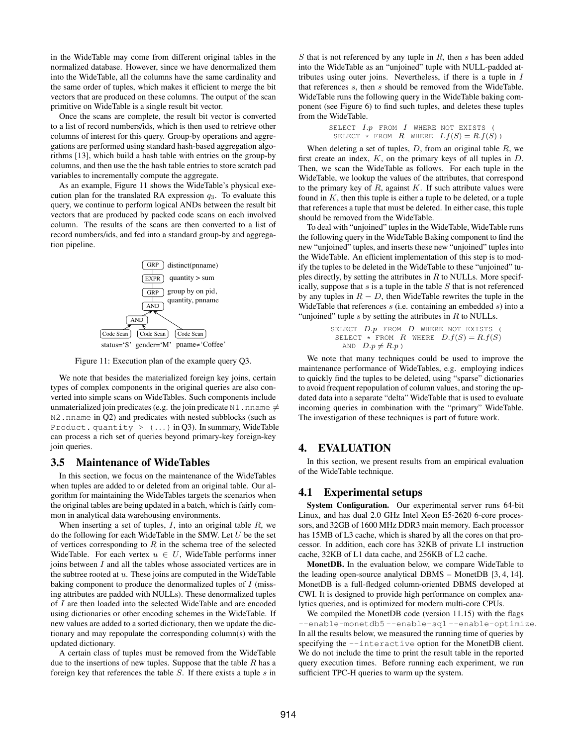in the WideTable may come from different original tables in the normalized database. However, since we have denormalized them into the WideTable, all the columns have the same cardinality and the same order of tuples, which makes it efficient to merge the bit vectors that are produced on these columns. The output of the scan primitive on WideTable is a single result bit vector.

Once the scans are complete, the result bit vector is converted to a list of record numbers/ids, which is then used to retrieve other columns of interest for this query. Group-by operations and aggregations are performed using standard hash-based aggregation algorithms [13], which build a hash table with entries on the group-by columns, and then use the the hash table entries to store scratch pad variables to incrementally compute the aggregate.

As an example, Figure 11 shows the WideTable's physical execution plan for the translated RA expression $q_3$. To evaluate this query, we continue to perform logical ANDs between the result bit vectors that are produced by packed code scans on each involved column. The results of the scans are then converted to a list of record numbers/ids, and fed into a standard group-by and aggregation pipeline.

```
GRP   distinct(pname)
EXPR  quantity > sum
GRP   group by on pid,
      quantity, pname
AND
AND
Code Scan        Code Scan        Code Scan
status='S'       gender='M'       pname≠'Coffee'
```

Figure 11: Execution plan of the example query Q3.

We note that besides the materialized foreign key joins, certain types of complex components in the original queries are also converted into simple scans on WideTables. Such components include unmaterialized join predicates (e.g. the join predicate `N1.nname` $\neq$ `N2.nname` in Q2) and predicates with nested subblocks (such as `Product.quantity > (...)` in Q3). In summary, WideTable can process a rich set of queries beyond primary-key foreign-key join queries.

## 3.5 Maintenance of WideTables

In this section, we focus on the maintenance of the WideTables when tuples are added to or deleted from an original table. Our algorithm for maintaining the WideTables targets the scenarios when the original tables are being updated in a batch, which is fairly common in analytical data warehousing environments.

When inserting a set of tuples, $I$, into an original table $R$, we do the following for each WideTable in the SMW. Let $U$ be the set of vertices corresponding to $R$ in the schema tree of the selected WideTable. For each vertex $u \in U$, WideTable performs inner joins between $I$ and all the tables whose associated vertices are in the subtree rooted at $u$. These joins are computed in the WideTable baking component to produce the denormalized tuples of $I$ (missing attributes are padded with NULLs). These denormalized tuples of $I$ are then loaded into the selected WideTable and are encoded using dictionaries or other encoding schemes in the WideTable. If new values are added to a sorted dictionary, then we update the dictionary and may repopulate the corresponding column(s) with the updated dictionary.

A certain class of tuples must be removed from the WideTable due to the insertions of new tuples. Suppose that the table $R$ has a foreign key that references the table $S$. If there exists a tuple $s$ in $S$ that is not referenced by any tuple in $R$, then $s$ has been added into the WideTable as an "unjoined" tuple with NULL-padded attributes using outer joins. Nevertheless, if there is a tuple in $I$ that references $s$, then $s$ should be removed from the WideTable. WideTable runs the following query in the WideTable baking component (see Figure 6) to find such tuples, and deletes these tuples from the WideTable.

```
SELECT I.p FROM I WHERE NOT EXISTS (
 SELECT * FROM R WHERE I.f(S) = R.f(S) )
```

When deleting a set of tuples, $D$, from an original table $R$, we first create an index, $K$, on the primary keys of all tuples in $D$. Then, we scan the WideTable as follows. For each tuple in the WideTable, we lookup the values of the attributes, that correspond to the primary key of $R$, against $K$. If such attribute values were found in $K$, then this tuple is either a tuple to be deleted, or a tuple that references a tuple that must be deleted. In either case, this tuple should be removed from the WideTable.

To deal with "unjoined" tuples in the WideTable, WideTable runs the following query in the WideTable Baking component to find the new "unjoined" tuples, and inserts these new "unjoined" tuples into the WideTable. An efficient implementation of this step is to modify the tuples to be deleted in the WideTable to these "unjoined" tuples directly, by setting the attributes in $R$ to NULLs. More specifically, suppose that $s$ is a tuple in the table $S$ that is not referenced by any tuples in $R - D$, then WideTable rewrites the tuple in the WideTable that references $s$ (i.e. containing an embedded $s$) into a "unjoined" tuple $s$ by setting the attributes in $R$ to NULLs.

```
SELECT D.p FROM D WHERE NOT EXISTS (
 SELECT * FROM R WHERE D.f(S) = R.f(S)
   AND D.p ≠ R.p )
```

We note that many techniques could be used to improve the maintenance performance of WideTables, e.g. employing indices to quickly find the tuples to be deleted, using "sparse" dictionaries to avoid frequent repopulation of column values, and storing the updated data into a separate "delta" WideTable that is used to evaluate incoming queries in combination with the "primary" WideTable. The investigation of these techniques is part of future work.

# 4. EVALUATION

In this section, we present results from an empirical evaluation of the WideTable technique.

## 4.1 Experimental setups

**System Configuration.** Our experimental server runs 64-bit Linux, and has dual 2.0 GHz Intel Xeon E5-2620 6-core processors, and 32GB of 1600 MHz DDR3 main memory. Each processor has 15MB of L3 cache, which is shared by all the cores on that processor. In addition, each core has 32KB of private L1 instruction cache, 32KB of L1 data cache, and 256KB of L2 cache.

**MonetDB.** In the evaluation below, we compare WideTable to the leading open-source analytical DBMS – MonetDB [3, 4, 14]. MonetDB is a full-fledged column-oriented DBMS developed at CWI. It is designed to provide high performance on complex analytics queries, and is optimized for modern multi-core CPUs.

We compiled the MonetDB code (version 11.15) with the flags `--enable-monetdb5 --enable-sql --enable-optimize`. In all the results below, we measured the running time of queries by specifying the `--interactive` option for the MonetDB client. We do not include the time to print the result table in the reported query execution times. Before running each experiment, we run sufficient TPC-H queries to warm up the system.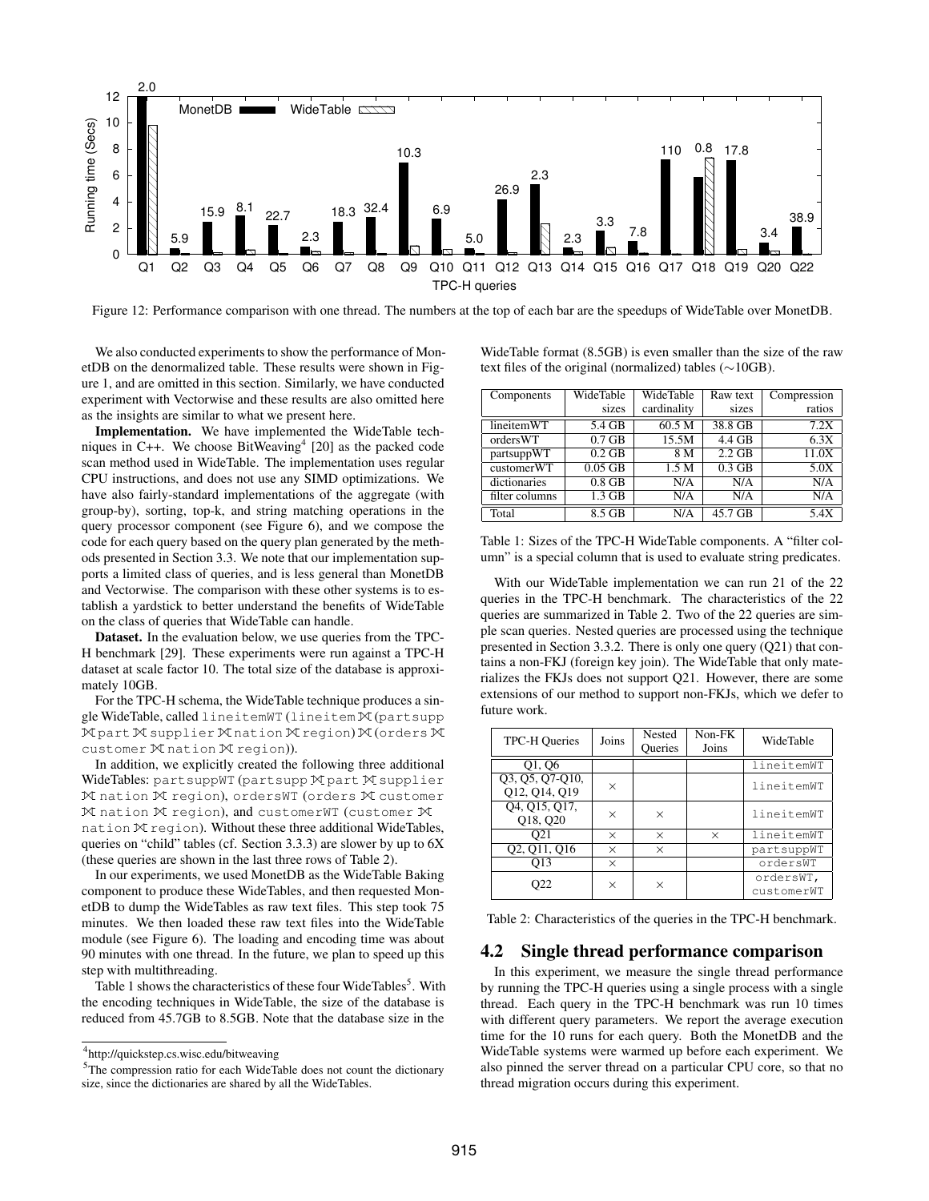Figure 12: Performance comparison with one thread. The numbers at the top of each bar are the speedups of WideTable over MonetDB.

We also conducted experiments to show the performance of MonetDB on the denormalized table. These results were shown in Figure 1, and are omitted in this section. Similarly, we have conducted experiment with Vectorwise and these results are also omitted here as the insights are similar to what we present here.

**Implementation.** We have implemented the WideTable techniques in C++. We choose BitWeaving[4] [20] as the packed code scan method used in WideTable. The implementation uses regular CPU instructions, and does not use any SIMD optimizations. We have also fairly-standard implementations of the aggregate (with group-by), sorting, top-k, and string matching operations in the query processor component (see Figure 6), and we compose the code for each query based on the query plan generated by the methods presented in Section 3.3. We note that our implementation supports a limited class of queries, and is less general than MonetDB and Vectorwise. The comparison with these other systems is to establish a yardstick to better understand the benefits of WideTable on the class of queries that WideTable can handle.

**Dataset.** In the evaluation below, we use queries from the TPC-H benchmark [29]. These experiments were run against a TPC-H dataset at scale factor 10. The total size of the database is approximately 10GB.

For the TPC-H schema, the WideTable technique produces a single WideTable, called `lineitemWT` (`lineitem` ⋉ (`partsupp` ⋉ `part` ⋉ `supplier` ⋉ `nation` ⋉ `region`) ⋉ (`orders` ⋉ `customer` ⋉ `nation` ⋉ `region`)).

In addition, we explicitly created the following three additional WideTables: `partsuppWT` (`partsupp` ⋉ `part` ⋉ `supplier` ⋉ `nation` ⋉ `region`), `ordersWT` (`orders` ⋉ `customer` ⋉ `nation` ⋉ `region`), and `customerWT` (`customer` ⋉ `nation` ⋉ `region`). Without these three additional WideTables, queries on "child" tables (cf. Section 3.3.3) are slower by up to 6X (these queries are shown in the last three rows of Table 2).

In our experiments, we used MonetDB as the WideTable Baking component to produce these WideTables, and then requested MonetDB to dump the WideTables as raw text files. This step took 75 minutes. We then loaded these raw text files into the WideTable module (see Figure 6). The loading and encoding time was about 90 minutes with one thread. In the future, we plan to speed up this step with multithreading.

Table 1 shows the characteristics of these four WideTables[5]. With the encoding techniques in WideTable, the size of the database is reduced from 45.7GB to 8.5GB. Note that the database size in the WideTable format (8.5GB) is even smaller than the size of the raw text files of the original (normalized) tables (∼10GB).

| Components | WideTable sizes | WideTable cardinality | Raw text sizes | Compression ratios |
|---|---|---|---|---|
| lineitemWT | 5.4 GB | 60.5 M | 38.8 GB | 7.2X |
| ordersWT | 0.7 GB | 15.5M | 4.4 GB | 6.3X |
| partsuppWT | 0.2 GB | 8 M | 2.2 GB | 11.0X |
| customerWT | 0.05 GB | 1.5 M | 0.3 GB | 5.0X |
| dictionaries | 0.8 GB | N/A | N/A | N/A |
| filter columns | 1.3 GB | N/A | N/A | N/A |
| Total | 8.5 GB | N/A | 45.7 GB | 5.4X |

Table 1: Sizes of the TPC-H WideTable components. A "filter column" is a special column that is used to evaluate string predicates.

With our WideTable implementation we can run 21 of the 22 queries in the TPC-H benchmark. The characteristics of the 22 queries are summarized in Table 2. Two of the 22 queries are simple scan queries. Nested queries are processed using the technique presented in Section 3.3.2. There is only one query (Q21) that contains a non-FKJ (foreign key join). The WideTable that only materializes the FKJs does not support Q21. However, there are some extensions of our method to support non-FKJs, which we defer to future work.

| TPC-H Queries | Joins | Nested Queries | Non-FK Joins | WideTable |
|---|---|---|---|---|
| Q1, Q6 | | | | `lineitemWT` |
| Q3, Q5, Q7-Q10, Q12, Q14, Q19 | × | | | `lineitemWT` |
| Q4, Q15, Q17, Q18, Q20 | × | × | | `lineitemWT` |
| Q21 | × | × | × | `lineitemWT` |
| Q2, Q11, Q16 | × | × | | `partsuppWT` |
| Q13 | × | | | `ordersWT` |
| Q22 | × | × | | `ordersWT`, `customerWT` |

Table 2: Characteristics of the queries in the TPC-H benchmark.

## 4.2 Single thread performance comparison

In this experiment, we measure the single thread performance by running the TPC-H queries using a single process with a single thread. Each query in the TPC-H benchmark was run 10 times with different query parameters. We report the average execution time for the 10 runs for each query. Both the MonetDB and the WideTable systems were warmed up before each experiment. We also pinned the server thread on a particular CPU core, so that no thread migration occurs during this experiment.

[4] http://quickstep.cs.wisc.edu/bitweaving

[5] The compression ratio for each WideTable does not count the dictionary size, since the dictionaries are shared by all the WideTables.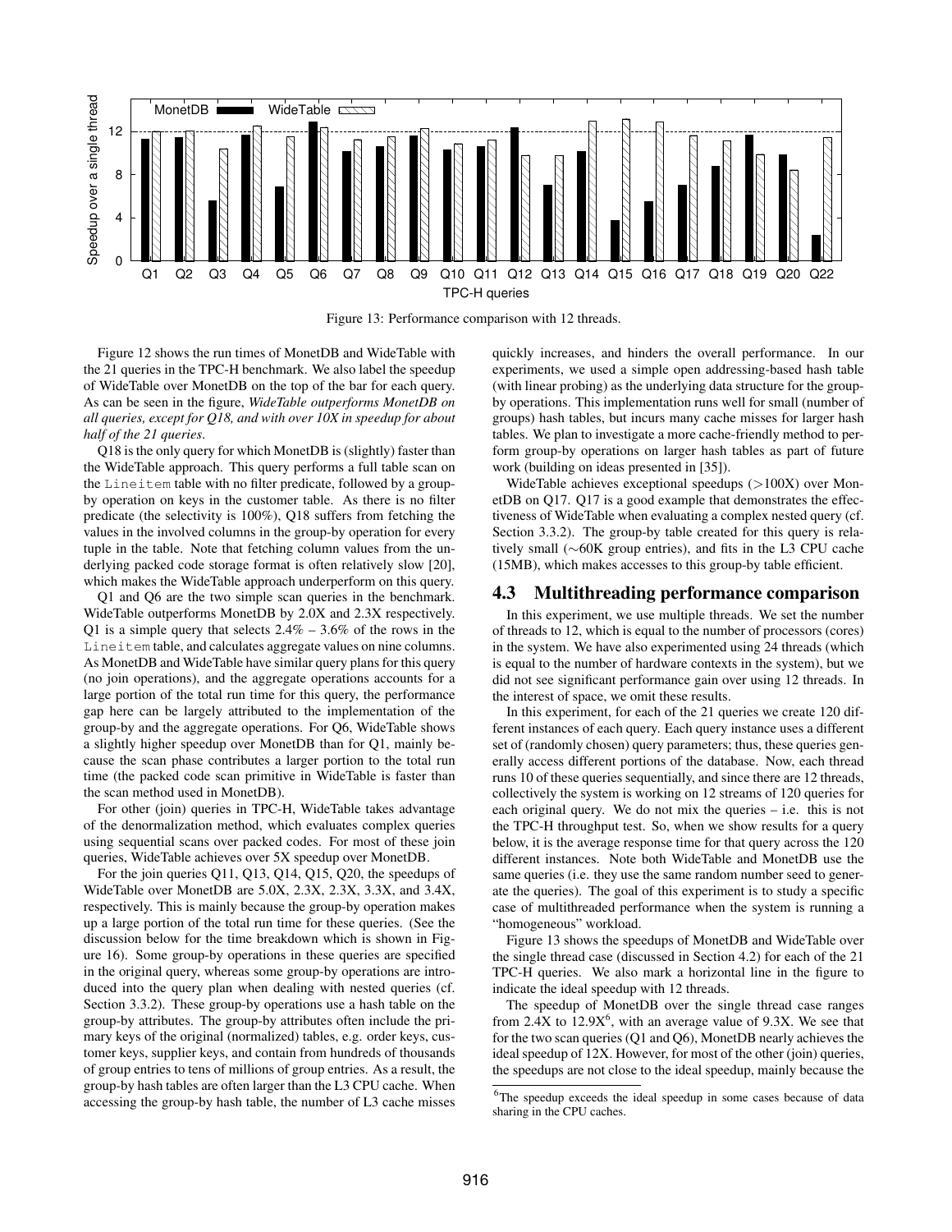Figure 13: Performance comparison with 12 threads.

Figure 12 shows the run times of MonetDB and WideTable with the 21 queries in the TPC-H benchmark. We also label the speedup of WideTable over MonetDB on the top of the bar for each query. As can be seen in the figure, *WideTable outperforms MonetDB on all queries, except for Q18, and with over 10X in speedup for about half of the 21 queries*.

Q18 is the only query for which MonetDB is (slightly) faster than the WideTable approach. This query performs a full table scan on the `Lineitem` table with no filter predicate, followed by a group-by operation on keys in the customer table. As there is no filter predicate (the selectivity is 100%), Q18 suffers from fetching the values in the involved columns in the group-by operation for every tuple in the table. Note that fetching column values from the underlying packed code storage format is often relatively slow [20], which makes the WideTable approach underperform on this query.

Q1 and Q6 are the two simple scan queries in the benchmark. WideTable outperforms MonetDB by 2.0X and 2.3X respectively. Q1 is a simple query that selects 2.4% – 3.6% of the rows in the `Lineitem` table, and calculates aggregate values on nine columns. As MonetDB and WideTable have similar query plans for this query (no join operations), and the aggregate operations accounts for a large portion of the total run time for this query, the performance gap here can be largely attributed to the implementation of the group-by and the aggregate operations. For Q6, WideTable shows a slightly higher speedup over MonetDB than for Q1, mainly because the scan phase contributes a larger portion to the total run time (the packed code scan primitive in WideTable is faster than the scan method used in MonetDB).

For other (join) queries in TPC-H, WideTable takes advantage of the denormalization method, which evaluates complex queries using sequential scans over packed codes. For most of these join queries, WideTable achieves over 5X speedup over MonetDB.

For the join queries Q11, Q13, Q14, Q15, Q20, the speedups of WideTable over MonetDB are 5.0X, 2.3X, 2.3X, 3.3X, and 3.4X, respectively. This is mainly because the group-by operation makes up a large portion of the total run time for these queries. (See the discussion below for the time breakdown which is shown in Figure 16). Some group-by operations in these queries are specified in the original query, whereas some group-by operations are introduced into the query plan when dealing with nested queries (cf. Section 3.3.2). These group-by operations use a hash table on the group-by attributes. The group-by attributes often include the primary keys of the original (normalized) tables, e.g. order keys, customer keys, supplier keys, and contain from hundreds of thousands of group entries to tens of millions of group entries. As a result, the group-by hash tables are often larger than the L3 CPU cache. When accessing the group-by hash table, the number of L3 cache misses quickly increases, and hinders the overall performance. In our experiments, we used a simple open addressing-based hash table (with linear probing) as the underlying data structure for the group-by operations. This implementation runs well for small (number of groups) hash tables, but incurs many cache misses for larger hash tables. We plan to investigate a more cache-friendly method to perform group-by operations on larger hash tables as part of future work (building on ideas presented in [35]).

WideTable achieves exceptional speedups (>100X) over MonetDB on Q17. Q17 is a good example that demonstrates the effectiveness of WideTable when evaluating a complex nested query (cf. Section 3.3.2). The group-by table created for this query is relatively small (~60K group entries), and fits in the L3 CPU cache (15MB), which makes accesses to this group-by table efficient.

## 4.3 Multithreading performance comparison

In this experiment, we use multiple threads. We set the number of threads to 12, which is equal to the number of processors (cores) in the system. We have also experimented using 24 threads (which is equal to the number of hardware contexts in the system), but we did not see significant performance gain over using 12 threads. In the interest of space, we omit these results.

In this experiment, for each of the 21 queries we create 120 different instances of each query. Each query instance uses a different set of (randomly chosen) query parameters; thus, these queries generally access different portions of the database. Now, each thread runs 10 of these queries sequentially, and since there are 12 threads, collectively the system is working on 12 streams of 120 queries for each original query. We do not mix the queries – i.e. this is not the TPC-H throughput test. So, when we show results for a query below, it is the average response time for that query across the 120 different instances. Note both WideTable and MonetDB use the same queries (i.e. they use the same random number seed to generate the queries). The goal of this experiment is to study a specific case of multithreaded performance when the system is running a "homogeneous" workload.

Figure 13 shows the speedups of MonetDB and WideTable over the single thread case (discussed in Section 4.2) for each of the 21 TPC-H queries. We also mark a horizontal line in the figure to indicate the ideal speedup with 12 threads.

The speedup of MonetDB over the single thread case ranges from 2.4X to 12.9X[6], with an average value of 9.3X. We see that for the two scan queries (Q1 and Q6), MonetDB nearly achieves the ideal speedup of 12X. However, for most of the other (join) queries, the speedups are not close to the ideal speedup, mainly because the

[6]The speedup exceeds the ideal speedup in some cases because of data sharing in the CPU caches.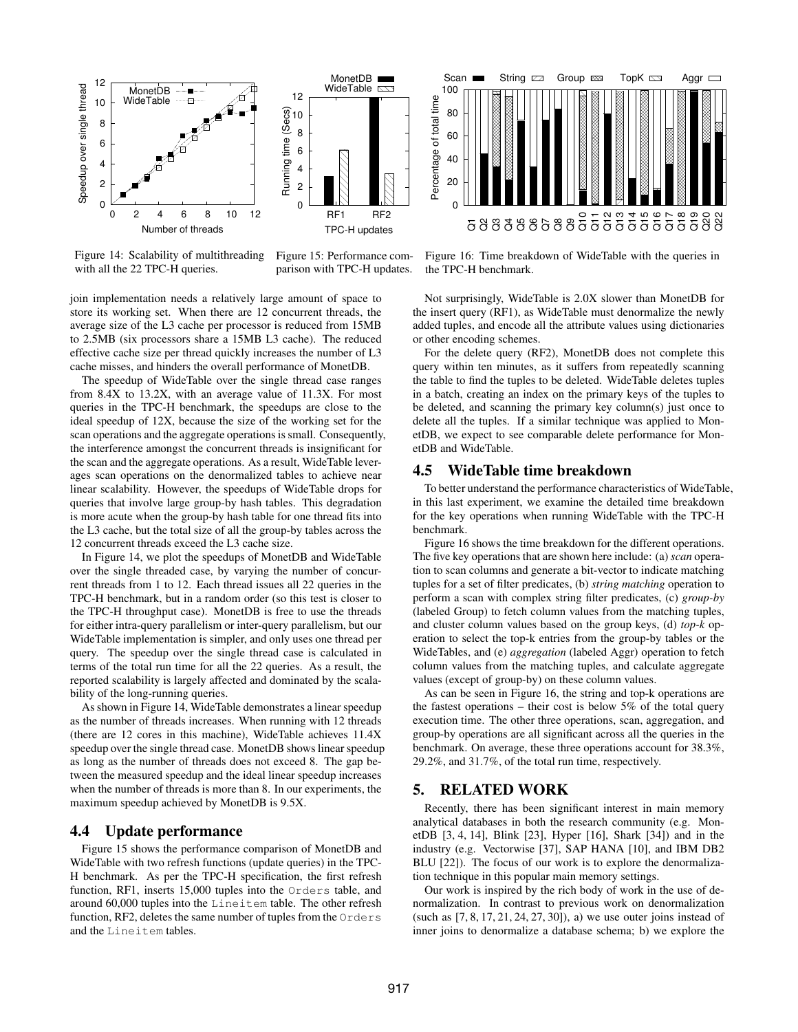Figure 14: Scalability of multithreading with all the 22 TPC-H queries.

Figure 15: Performance comparison with TPC-H updates.

Figure 16: Time breakdown of WideTable with the queries in the TPC-H benchmark.

join implementation needs a relatively large amount of space to store its working set. When there are 12 concurrent threads, the average size of the L3 cache per processor is reduced from 15MB to 2.5MB (six processors share a 15MB L3 cache). The reduced effective cache size per thread quickly increases the number of L3 cache misses, and hinders the overall performance of MonetDB.

The speedup of WideTable over the single thread case ranges from 8.4X to 13.2X, with an average value of 11.3X. For most queries in the TPC-H benchmark, the speedups are close to the ideal speedup of 12X, because the size of the working set for the scan operations and the aggregate operations is small. Consequently, the interference amongst the concurrent threads is insignificant for the scan and the aggregate operations. As a result, WideTable leverages scan operations on the denormalized tables to achieve near linear scalability. However, the speedups of WideTable drops for queries that involve large group-by hash tables. This degradation is more acute when the group-by hash table for one thread fits into the L3 cache, but the total size of all the group-by tables across the 12 concurrent threads exceed the L3 cache size.

In Figure 14, we plot the speedups of MonetDB and WideTable over the single threaded case, by varying the number of concurrent threads from 1 to 12. Each thread issues all 22 queries in the TPC-H benchmark, but in a random order (so this test is closer to the TPC-H throughput case). MonetDB is free to use the threads for either intra-query parallelism or inter-query parallelism, but our WideTable implementation is simpler, and only uses one thread per query. The speedup over the single thread case is calculated in terms of the total run time for all the 22 queries. As a result, the reported scalability is largely affected and dominated by the scalability of the long-running queries.

As shown in Figure 14, WideTable demonstrates a linear speedup as the number of threads increases. When running with 12 threads (there are 12 cores in this machine), WideTable achieves 11.4X speedup over the single thread case. MonetDB shows linear speedup as long as the number of threads does not exceed 8. The gap between the measured speedup and the ideal linear speedup increases when the number of threads is more than 8. In our experiments, the maximum speedup achieved by MonetDB is 9.5X.

## 4.4 Update performance

Figure 15 shows the performance comparison of MonetDB and WideTable with two refresh functions (update queries) in the TPC-H benchmark. As per the TPC-H specification, the first refresh function, RF1, inserts 15,000 tuples into the Orders table, and around 60,000 tuples into the Lineitem table. The other refresh function, RF2, deletes the same number of tuples from the Orders and the Lineitem tables.

Not surprisingly, WideTable is 2.0X slower than MonetDB for the insert query (RF1), as WideTable must denormalize the newly added tuples, and encode all the attribute values using dictionaries or other encoding schemes.

For the delete query (RF2), MonetDB does not complete this query within ten minutes, as it suffers from repeatedly scanning the table to find the tuples to be deleted. WideTable deletes tuples in a batch, creating an index on the primary keys of the tuples to be deleted, and scanning the primary key column(s) just once to delete all the tuples. If a similar technique was applied to MonetDB, we expect to see comparable delete performance for MonetDB and WideTable.

## 4.5 WideTable time breakdown

To better understand the performance characteristics of WideTable, in this last experiment, we examine the detailed time breakdown for the key operations when running WideTable with the TPC-H benchmark.

Figure 16 shows the time breakdown for the different operations. The five key operations that are shown here include: (a) *scan* operation to scan columns and generate a bit-vector to indicate matching tuples for a set of filter predicates, (b) *string matching* operation to perform a scan with complex string filter predicates, (c) *group-by* (labeled Group) to fetch column values from the matching tuples, and cluster column values based on the group keys, (d) *top-k* operation to select the top-k entries from the group-by tables or the WideTables, and (e) *aggregation* (labeled Aggr) operation to fetch column values from the matching tuples, and calculate aggregate values (except of group-by) on these column values.

As can be seen in Figure 16, the string and top-k operations are the fastest operations – their cost is below 5% of the total query execution time. The other three operations, scan, aggregation, and group-by operations are all significant across all the queries in the benchmark. On average, these three operations account for 38.3%, 29.2%, and 31.7%, of the total run time, respectively.

## 5. RELATED WORK

Recently, there has been significant interest in main memory analytical databases in both the research community (e.g. MonetDB [3, 4, 14], Blink [23], Hyper [16], Shark [34]) and in the industry (e.g. Vectorwise [37], SAP HANA [10], and IBM DB2 BLU [22]). The focus of our work is to explore the denormalization technique in this popular main memory settings.

Our work is inspired by the rich body of work in the use of denormalization. In contrast to previous work on denormalization (such as [7, 8, 17, 21, 24, 27, 30]), a) we use outer joins instead of inner joins to denormalize a database schema; b) we explore the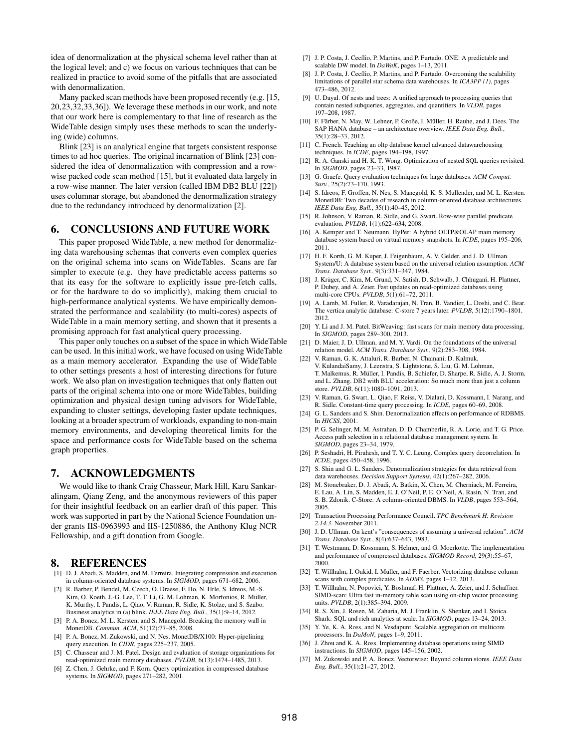idea of denormalization at the physical schema level rather than at the logical level; and c) we focus on various techniques that can be realized in practice to avoid some of the pitfalls that are associated with denormalization.

Many packed scan methods have been proposed recently (e.g. [15, 20,23,32,33,36]). We leverage these methods in our work, and note that our work here is complementary to that line of research as the WideTable design simply uses these methods to scan the underlying (wide) columns.

Blink [23] is an analytical engine that targets consistent response times to ad hoc queries. The original incarnation of Blink [23] considered the idea of denormalization with compression and a row-wise packed code scan method [15], but it evaluated data largely in a row-wise manner. The later version (called IBM DB2 BLU [22]) uses columnar storage, but abandoned the denormalization strategy due to the redundancy introduced by denormalization [2].

## 6. CONCLUSIONS AND FUTURE WORK

This paper proposed WideTable, a new method for denormalizing data warehousing schemas that converts even complex queries on the original schema into scans on WideTables. Scans are far simpler to execute (e.g. they have predictable access patterns so that its easy for the software to explicitly issue pre-fetch calls, or for the hardware to do so implicitly), making them crucial to high-performance analytical systems. We have empirically demonstrated the performance and scalability (to multi-cores) aspects of WideTable in a main memory setting, and shown that it presents a promising approach for fast analytical query processing.

This paper only touches on a subset of the space in which WideTable can be used. In this initial work, we have focused on using WideTable as a main memory accelerator. Expanding the use of WideTable to other settings presents a host of interesting directions for future work. We also plan on investigation techniques that only flatten out parts of the original schema into one or more WideTables, building optimization and physical design tuning advisors for WideTable, expanding to cluster settings, developing faster update techniques, looking at a broader spectrum of workloads, expanding to non-main memory environments, and developing theoretical limits for the space and performance costs for WideTable based on the schema graph properties.

## 7. ACKNOWLEDGMENTS

We would like to thank Craig Chasseur, Mark Hill, Karu Sankaralingam, Qiang Zeng, and the anonymous reviewers of this paper for their insightful feedback on an earlier draft of this paper. This work was supported in part by the National Science Foundation under grants IIS-0963993 and IIS-1250886, the Anthony Klug NCR Fellowship, and a gift donation from Google.

## 8. REFERENCES

[1] D. J. Abadi, S. Madden, and M. Ferreira. Integrating compression and execution in column-oriented database systems. In *SIGMOD*, pages 671–682, 2006.

[2] R. Barber, P. Bendel, M. Czech, O. Draese, F. Ho, N. Hrle, S. Idreos, M.-S. Kim, O. Koeth, J.-G. Lee, T. T. Li, G. M. Lohman, K. Morfonios, R. Müller, K. Murthy, I. Pandis, L. Qiao, V. Raman, R. Sidle, K. Stolze, and S. Szabo. Business analytics in (a) blink. *IEEE Data Eng. Bull.*, 35(1):9–14, 2012.

[3] P. A. Boncz, M. L. Kersten, and S. Manegold. Breaking the memory wall in MonetDB. *Commun. ACM*, 51(12):77–85, 2008.

[4] P. A. Boncz, M. Zukowski, and N. Nes. MonetDB/X100: Hyper-pipelining query execution. In *CIDR*, pages 225–237, 2005.

[5] C. Chasseur and J. M. Patel. Design and evaluation of storage organizations for read-optimized main memory databases. *PVLDB*, 6(13):1474–1485, 2013.

[6] Z. Chen, J. Gehrke, and F. Korn. Query optimization in compressed database systems. In *SIGMOD*, pages 271–282, 2001.

[7] J. P. Costa, J. Cecílio, P. Martins, and P. Furtado. ONE: A predictable and scalable DW model. In *DaWaK*, pages 1–13, 2011.

[8] J. P. Costa, J. Cecílio, P. Martins, and P. Furtado. Overcoming the scalability limitations of parallel star schema data warehouses. In *ICA3PP (1)*, pages 473–486, 2012.

[9] U. Dayal. Of nests and trees: A unified approach to processing queries that contain nested subqueries, aggregates, and quantifiers. In *VLDB*, pages 197–208, 1987.

[10] F. Färber, N. May, W. Lehner, P. Große, I. Müller, H. Rauhe, and J. Dees. The SAP HANA database – an architecture overview. *IEEE Data Eng. Bull.*, 35(1):28–33, 2012.

[11] C. French. Teaching an oltp database kernel advanced datawarehousing techniques. In *ICDE*, pages 194–198, 1997.

[12] R. A. Ganski and H. K. T. Wong. Optimization of nested SQL queries revisited. In *SIGMOD*, pages 23–33, 1987.

[13] G. Graefe. Query evaluation techniques for large databases. *ACM Comput. Surv.*, 25(2):73–170, 1993.

[14] S. Idreos, F. Groffen, N. Nes, S. Manegold, K. S. Mullender, and M. L. Kersten. MonetDB: Two decades of research in column-oriented database architectures. *IEEE Data Eng. Bull.*, 35(1):40–45, 2012.

[15] R. Johnson, V. Raman, R. Sidle, and G. Swart. Row-wise parallel predicate evaluation. *PVLDB*, 1(1):622–634, 2008.

[16] A. Kemper and T. Neumann. HyPer: A hybrid OLTP&OLAP main memory database system based on virtual memory snapshots. In *ICDE*, pages 195–206, 2011.

[17] H. F. Korth, G. M. Kuper, J. Feigenbaum, A. V. Gelder, and J. D. Ullman. System/U: A database system based on the universal relation assumption. *ACM Trans. Database Syst.*, 9(3):331–347, 1984.

[18] J. Krüger, C. Kim, M. Grund, N. Satish, D. Schwalb, J. Chhugani, H. Plattner, P. Dubey, and A. Zeier. Fast updates on read-optimized databases using multi-core CPUs. *PVLDB*, 5(1):61–72, 2011.

[19] A. Lamb, M. Fuller, R. Varadarajan, N. Tran, B. Vandier, L. Doshi, and C. Bear. The vertica analytic database: C-store 7 years later. *PVLDB*, 5(12):1790–1801, 2012.

[20] Y. Li and J. M. Patel. BitWeaving: fast scans for main memory data processing. In *SIGMOD*, pages 289–300, 2013.

[21] D. Maier, J. D. Ullman, and M. Y. Vardi. On the foundations of the universal relation model. *ACM Trans. Database Syst.*, 9(2):283–308, 1984.

[22] V. Raman, G. K. Attaluri, R. Barber, N. Chainani, D. Kalmuk, V. KulandaiSamy, J. Leenstra, S. Lightstone, S. Liu, G. M. Lohman, T. Malkemus, R. Müller, I. Pandis, B. Schiefer, D. Sharpe, R. Sidle, A. J. Storm, and L. Zhang. DB2 with BLU acceleration: So much more than just a column store. *PVLDB*, 6(11):1080–1091, 2013.

[23] V. Raman, G. Swart, L. Qiao, F. Reiss, V. Dialani, D. Kossmann, I. Narang, and R. Sidle. Constant-time query processing. In *ICDE*, pages 60–69, 2008.

[24] G. L. Sanders and S. Shin. Denormalization effects on performance of RDBMS. In *HICSS*, 2001.

[25] P. G. Selinger, M. M. Astrahan, D. D. Chamberlin, R. A. Lorie, and T. G. Price. Access path selection in a relational database management system. In *SIGMOD*, pages 23–34, 1979.

[26] P. Seshadri, H. Pirahesh, and T. Y. C. Leung. Complex query decorrelation. In *ICDE*, pages 450–458, 1996.

[27] S. Shin and G. L. Sanders. Denormalization strategies for data retrieval from data warehouses. *Decision Support Systems*, 42(1):267–282, 2006.

[28] M. Stonebraker, D. J. Abadi, A. Batkin, X. Chen, M. Cherniack, M. Ferreira, E. Lau, A. Lin, S. Madden, E. J. O'Neil, P. E. O'Neil, A. Rasin, N. Tran, and S. B. Zdonik. C-Store: A column-oriented DBMS. In *VLDB*, pages 553–564, 2005.

[29] Transaction Processing Performance Council. *TPC Benchmark H. Revision 2.14.3*. November 2011.

[30] J. D. Ullman. On kent's "consequences of assuming a universal relation". *ACM Trans. Database Syst.*, 8(4):637–643, 1983.

[31] T. Westmann, D. Kossmann, S. Helmer, and G. Moerkotte. The implementation and performance of compressed databases. *SIGMOD Record*, 29(3):55–67, 2000.

[32] T. Willhalm, I. Oukid, I. Müller, and F. Faerber. Vectorizing database column scans with complex predicates. In *ADMS*, pages 1–12, 2013.

[33] T. Willhalm, N. Popovici, Y. Boshmaf, H. Plattner, A. Zeier, and J. Schaffner. SIMD-scan: Ultra fast in-memory table scan using on-chip vector processing units. *PVLDB*, 2(1):385–394, 2009.

[34] R. S. Xin, J. Rosen, M. Zaharia, M. J. Franklin, S. Shenker, and I. Stoica. Shark: SQL and rich analytics at scale. In *SIGMOD*, pages 13–24, 2013.

[35] Y. Ye, K. A. Ross, and N. Vesdapunt. Scalable aggregation on multicore processors. In *DaMoN*, pages 1–9, 2011.

[36] J. Zhou and K. A. Ross. Implementing database operations using SIMD instructions. In *SIGMOD*, pages 145–156, 2002.

[37] M. Zukowski and P. A. Boncz. Vectorwise: Beyond column stores. *IEEE Data Eng. Bull.*, 35(1):21–27, 2012.